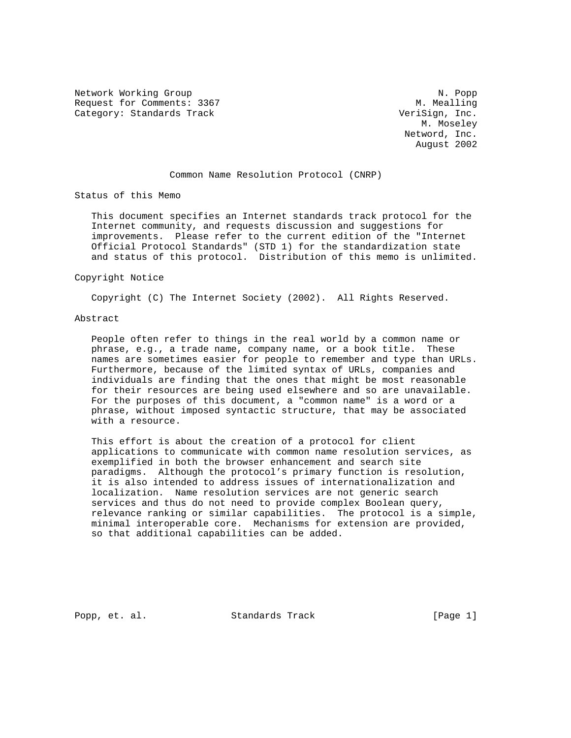Network Working Group — N. Popp
Request for Comments: 3367 — M. Mealling
Category: Standards Track — VeriSign, Inc.

M. Moseley
Netword, Inc.
August 2002

# Common Name Resolution Protocol (CNRP)

## Status of this Memo

This document specifies an Internet standards track protocol for the Internet community, and requests discussion and suggestions for improvements. Please refer to the current edition of the "Internet Official Protocol Standards" (STD 1) for the standardization state and status of this protocol. Distribution of this memo is unlimited.

## Copyright Notice

Copyright (C) The Internet Society (2002). All Rights Reserved.

## Abstract

People often refer to things in the real world by a common name or phrase, e.g., a trade name, company name, or a book title. These names are sometimes easier for people to remember and type than URLs. Furthermore, because of the limited syntax of URLs, companies and individuals are finding that the ones that might be most reasonable for their resources are being used elsewhere and so are unavailable. For the purposes of this document, a "common name" is a word or a phrase, without imposed syntactic structure, that may be associated with a resource.

This effort is about the creation of a protocol for client applications to communicate with common name resolution services, as exemplified in both the browser enhancement and search site paradigms. Although the protocol's primary function is resolution, it is also intended to address issues of internationalization and localization. Name resolution services are not generic search services and thus do not need to provide complex Boolean query, relevance ranking or similar capabilities. The protocol is a simple, minimal interoperable core. Mechanisms for extension are provided, so that additional capabilities can be added.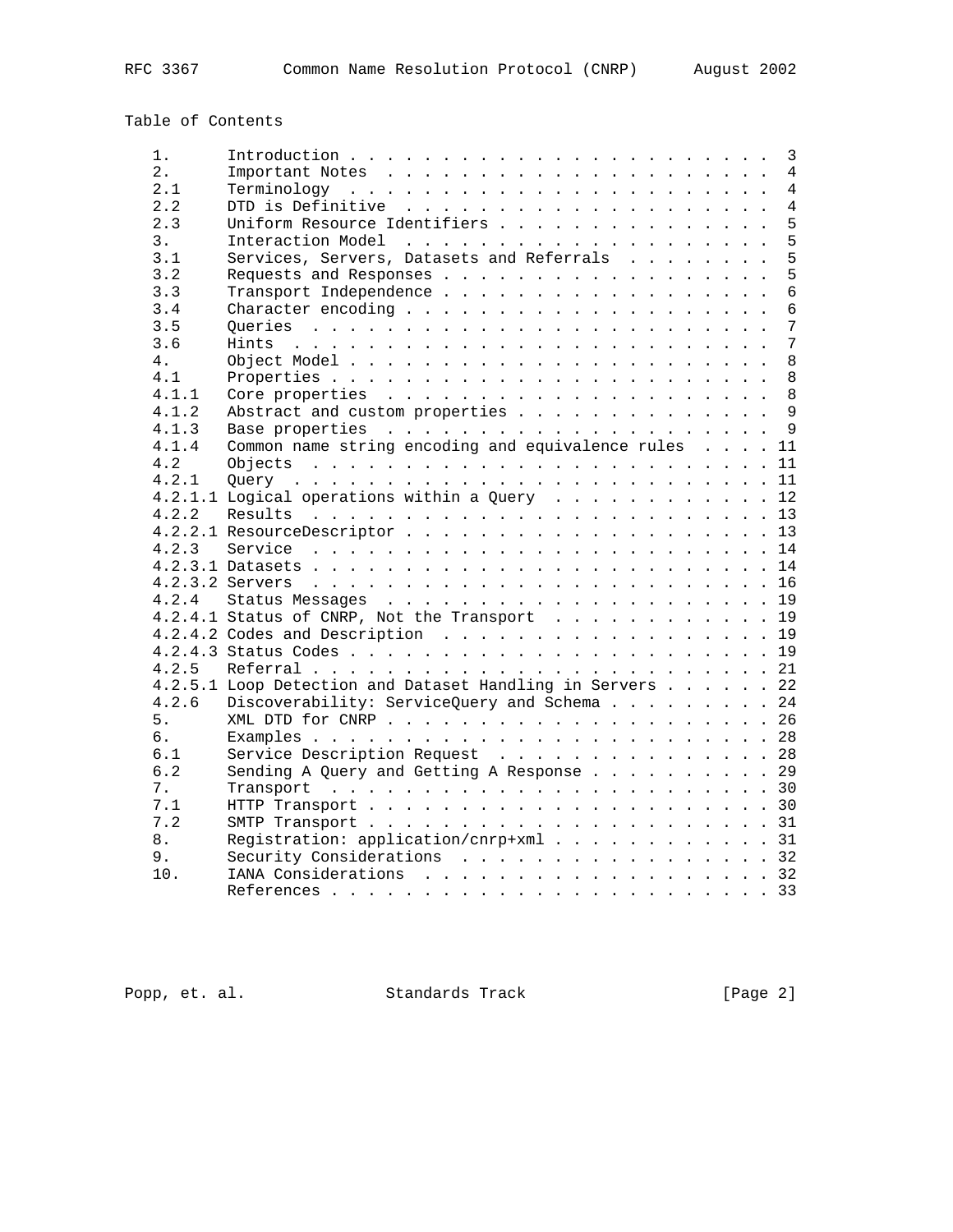Table of Contents

```
   1.      Introduction . . . . . . . . . . . . . . . . . . . . . . .  3
   2.      Important Notes  . . . . . . . . . . . . . . . . . . . . .  4
   2.1     Terminology  . . . . . . . . . . . . . . . . . . . . . . .  4
   2.2     DTD is Definitive  . . . . . . . . . . . . . . . . . . . .  4
   2.3     Uniform Resource Identifiers . . . . . . . . . . . . . . .  5
   3.      Interaction Model  . . . . . . . . . . . . . . . . . . . .  5
   3.1     Services, Servers, Datasets and Referrals  . . . . . . . .  5
   3.2     Requests and Responses . . . . . . . . . . . . . . . . . .  5
   3.3     Transport Independence . . . . . . . . . . . . . . . . . .  6
   3.4     Character encoding . . . . . . . . . . . . . . . . . . . .  6
   3.5     Queries  . . . . . . . . . . . . . . . . . . . . . . . . .  7
   3.6     Hints  . . . . . . . . . . . . . . . . . . . . . . . . . .  7
   4.      Object Model . . . . . . . . . . . . . . . . . . . . . . .  8
   4.1     Properties . . . . . . . . . . . . . . . . . . . . . . . .  8
   4.1.1   Core properties  . . . . . . . . . . . . . . . . . . . . .  8
   4.1.2   Abstract and custom properties . . . . . . . . . . . . . .  9
   4.1.3   Base properties  . . . . . . . . . . . . . . . . . . . . .  9
   4.1.4   Common name string encoding and equivalence rules  . . . . 11
   4.2     Objects  . . . . . . . . . . . . . . . . . . . . . . . . . 11
   4.2.1   Query  . . . . . . . . . . . . . . . . . . . . . . . . . . 11
   4.2.1.1 Logical operations within a Query  . . . . . . . . . . . . 12
   4.2.2   Results  . . . . . . . . . . . . . . . . . . . . . . . . . 13
   4.2.2.1 ResourceDescriptor . . . . . . . . . . . . . . . . . . . . 13
   4.2.3   Service  . . . . . . . . . . . . . . . . . . . . . . . . . 14
   4.2.3.1 Datasets . . . . . . . . . . . . . . . . . . . . . . . . . 14
   4.2.3.2 Servers  . . . . . . . . . . . . . . . . . . . . . . . . . 16
   4.2.4   Status Messages  . . . . . . . . . . . . . . . . . . . . . 19
   4.2.4.1 Status of CNRP, Not the Transport  . . . . . . . . . . . . 19
   4.2.4.2 Codes and Description  . . . . . . . . . . . . . . . . . . 19
   4.2.4.3 Status Codes . . . . . . . . . . . . . . . . . . . . . . . 19
   4.2.5   Referral . . . . . . . . . . . . . . . . . . . . . . . . . 21
   4.2.5.1 Loop Detection and Dataset Handling in Servers . . . . . . 22
   4.2.6   Discoverability: ServiceQuery and Schema . . . . . . . . . 24
   5.      XML DTD for CNRP . . . . . . . . . . . . . . . . . . . . . 26
   6.      Examples . . . . . . . . . . . . . . . . . . . . . . . . . 28
   6.1     Service Description Request  . . . . . . . . . . . . . . . 28
   6.2     Sending A Query and Getting A Response . . . . . . . . . . 29
   7.      Transport  . . . . . . . . . . . . . . . . . . . . . . . . 30
   7.1     HTTP Transport . . . . . . . . . . . . . . . . . . . . . . 30
   7.2     SMTP Transport . . . . . . . . . . . . . . . . . . . . . . 31
   8.      Registration: application/cnrp+xml . . . . . . . . . . . . 31
   9.      Security Considerations  . . . . . . . . . . . . . . . . . 32
   10.     IANA Considerations  . . . . . . . . . . . . . . . . . . . 32
           References . . . . . . . . . . . . . . . . . . . . . . . . 33
```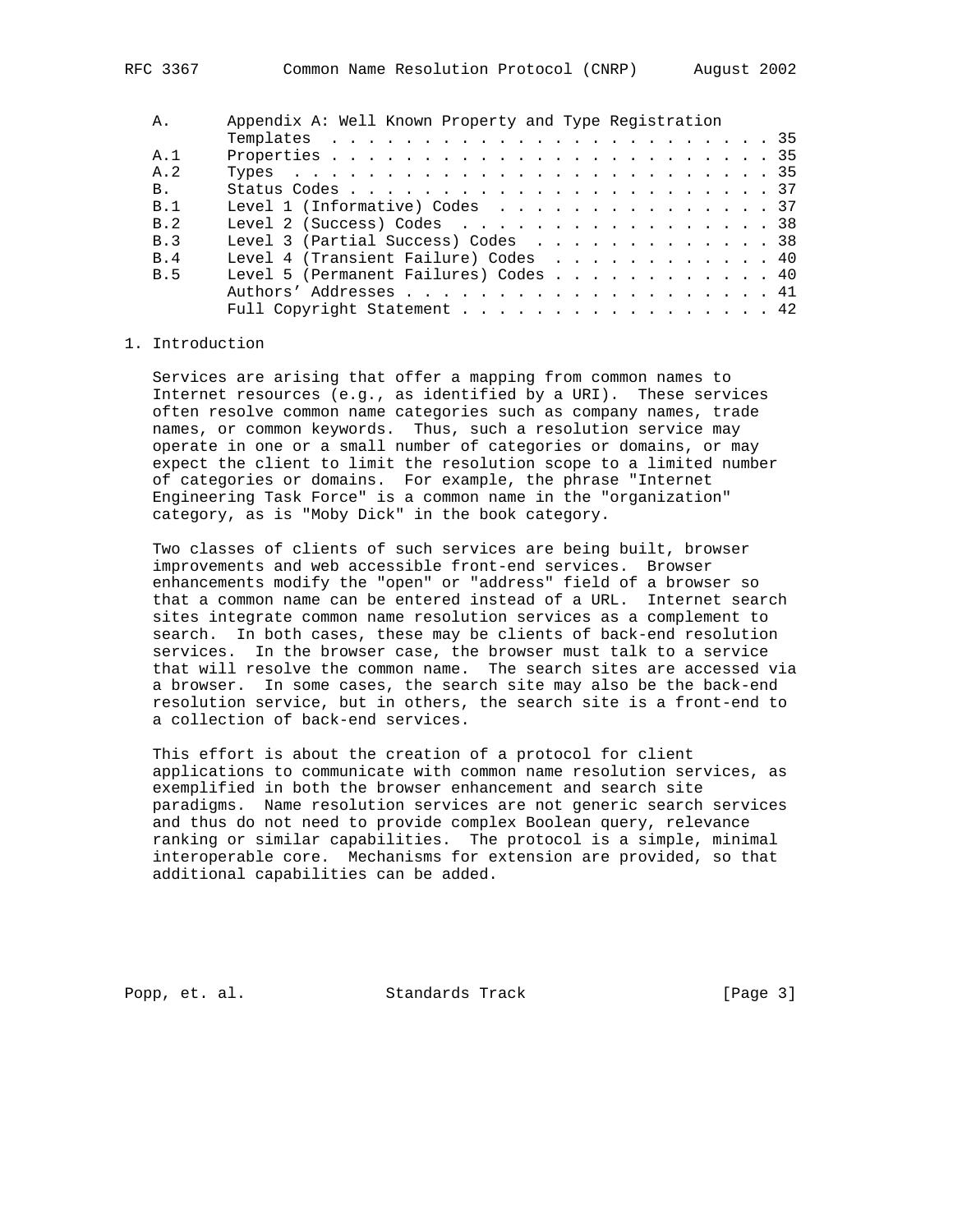| | | |
|---|---|---|
| A. | Appendix A: Well Known Property and Type Registration Templates | 35 |
| A.1 | Properties | 35 |
| A.2 | Types | 35 |
| B. | Status Codes | 37 |
| B.1 | Level 1 (Informative) Codes | 37 |
| B.2 | Level 2 (Success) Codes | 38 |
| B.3 | Level 3 (Partial Success) Codes | 38 |
| B.4 | Level 4 (Transient Failure) Codes | 40 |
| B.5 | Level 5 (Permanent Failures) Codes | 40 |
| | Authors' Addresses | 41 |
| | Full Copyright Statement | 42 |

## 1. Introduction

Services are arising that offer a mapping from common names to Internet resources (e.g., as identified by a URI). These services often resolve common name categories such as company names, trade names, or common keywords. Thus, such a resolution service may operate in one or a small number of categories or domains, or may expect the client to limit the resolution scope to a limited number of categories or domains. For example, the phrase "Internet Engineering Task Force" is a common name in the "organization" category, as is "Moby Dick" in the book category.

Two classes of clients of such services are being built, browser improvements and web accessible front-end services. Browser enhancements modify the "open" or "address" field of a browser so that a common name can be entered instead of a URL. Internet search sites integrate common name resolution services as a complement to search. In both cases, these may be clients of back-end resolution services. In the browser case, the browser must talk to a service that will resolve the common name. The search sites are accessed via a browser. In some cases, the search site may also be the back-end resolution service, but in others, the search site is a front-end to a collection of back-end services.

This effort is about the creation of a protocol for client applications to communicate with common name resolution services, as exemplified in both the browser enhancement and search site paradigms. Name resolution services are not generic search services and thus do not need to provide complex Boolean query, relevance ranking or similar capabilities. The protocol is a simple, minimal interoperable core. Mechanisms for extension are provided, so that additional capabilities can be added.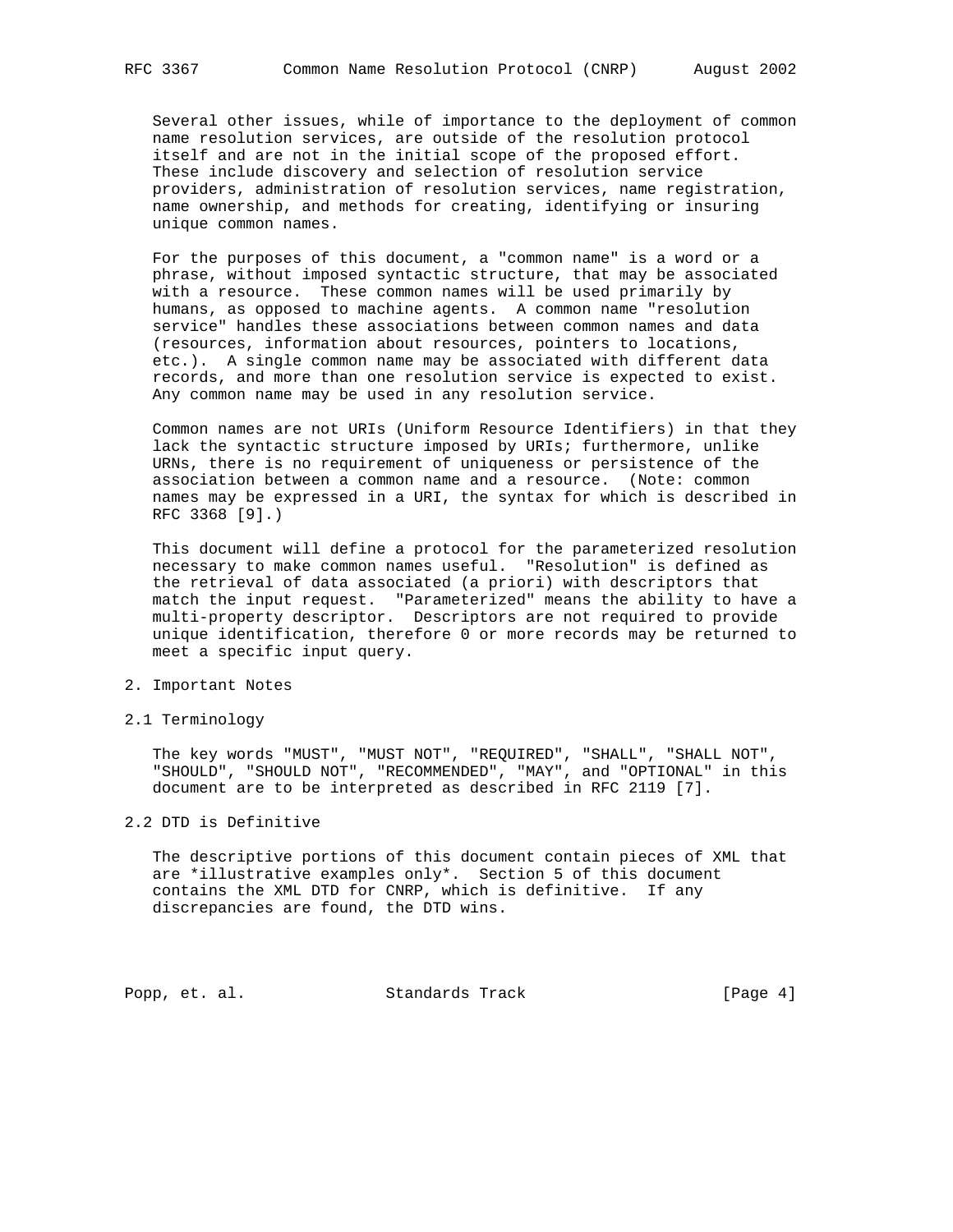Several other issues, while of importance to the deployment of common name resolution services, are outside of the resolution protocol itself and are not in the initial scope of the proposed effort. These include discovery and selection of resolution service providers, administration of resolution services, name registration, name ownership, and methods for creating, identifying or insuring unique common names.

For the purposes of this document, a "common name" is a word or a phrase, without imposed syntactic structure, that may be associated with a resource. These common names will be used primarily by humans, as opposed to machine agents. A common name "resolution service" handles these associations between common names and data (resources, information about resources, pointers to locations, etc.). A single common name may be associated with different data records, and more than one resolution service is expected to exist. Any common name may be used in any resolution service.

Common names are not URIs (Uniform Resource Identifiers) in that they lack the syntactic structure imposed by URIs; furthermore, unlike URNs, there is no requirement of uniqueness or persistence of the association between a common name and a resource. (Note: common names may be expressed in a URI, the syntax for which is described in RFC 3368 [9].)

This document will define a protocol for the parameterized resolution necessary to make common names useful. "Resolution" is defined as the retrieval of data associated (a priori) with descriptors that match the input request. "Parameterized" means the ability to have a multi-property descriptor. Descriptors are not required to provide unique identification, therefore 0 or more records may be returned to meet a specific input query.

## 2. Important Notes

### 2.1 Terminology

The key words "MUST", "MUST NOT", "REQUIRED", "SHALL", "SHALL NOT", "SHOULD", "SHOULD NOT", "RECOMMENDED", "MAY", and "OPTIONAL" in this document are to be interpreted as described in RFC 2119 [7].

### 2.2 DTD is Definitive

The descriptive portions of this document contain pieces of XML that are *illustrative examples only*. Section 5 of this document contains the XML DTD for CNRP, which is definitive. If any discrepancies are found, the DTD wins.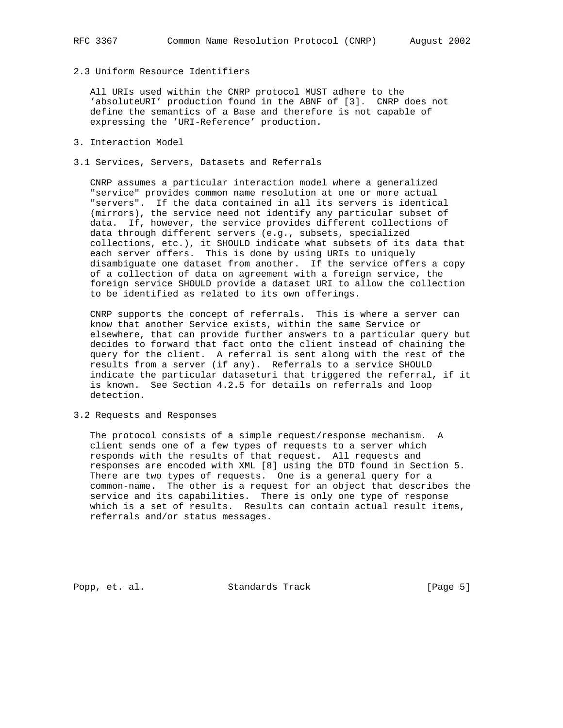### 2.3 Uniform Resource Identifiers

All URIs used within the CNRP protocol MUST adhere to the 'absoluteURI' production found in the ABNF of [3]. CNRP does not define the semantics of a Base and therefore is not capable of expressing the 'URI-Reference' production.

## 3. Interaction Model

### 3.1 Services, Servers, Datasets and Referrals

CNRP assumes a particular interaction model where a generalized "service" provides common name resolution at one or more actual "servers". If the data contained in all its servers is identical (mirrors), the service need not identify any particular subset of data. If, however, the service provides different collections of data through different servers (e.g., subsets, specialized collections, etc.), it SHOULD indicate what subsets of its data that each server offers. This is done by using URIs to uniquely disambiguate one dataset from another. If the service offers a copy of a collection of data on agreement with a foreign service, the foreign service SHOULD provide a dataset URI to allow the collection to be identified as related to its own offerings.

CNRP supports the concept of referrals. This is where a server can know that another Service exists, within the same Service or elsewhere, that can provide further answers to a particular query but decides to forward that fact onto the client instead of chaining the query for the client. A referral is sent along with the rest of the results from a server (if any). Referrals to a service SHOULD indicate the particular dataseturi that triggered the referral, if it is known. See Section 4.2.5 for details on referrals and loop detection.

### 3.2 Requests and Responses

The protocol consists of a simple request/response mechanism. A client sends one of a few types of requests to a server which responds with the results of that request. All requests and responses are encoded with XML [8] using the DTD found in Section 5. There are two types of requests. One is a general query for a common-name. The other is a request for an object that describes the service and its capabilities. There is only one type of response which is a set of results. Results can contain actual result items, referrals and/or status messages.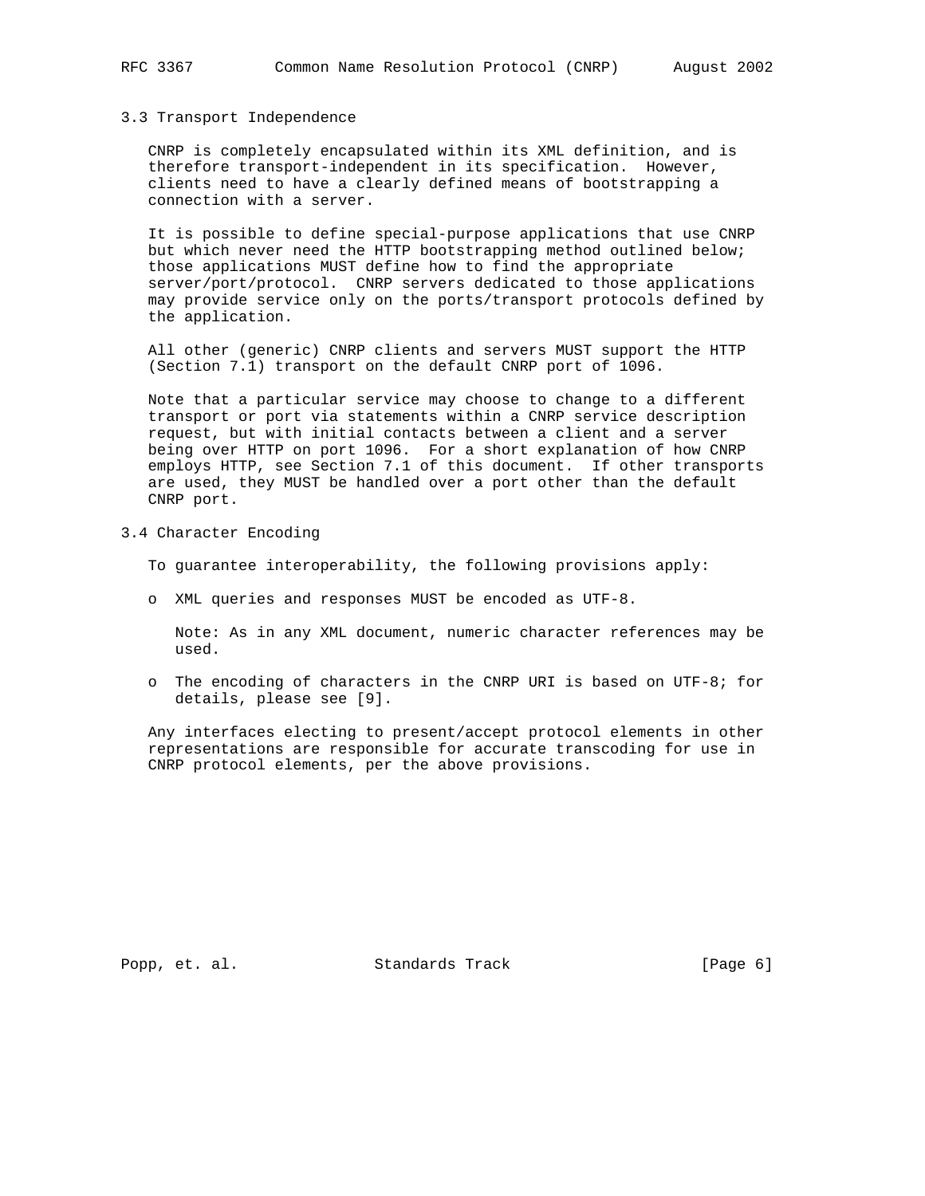### 3.3 Transport Independence

CNRP is completely encapsulated within its XML definition, and is therefore transport-independent in its specification. However, clients need to have a clearly defined means of bootstrapping a connection with a server.

It is possible to define special-purpose applications that use CNRP but which never need the HTTP bootstrapping method outlined below; those applications MUST define how to find the appropriate server/port/protocol. CNRP servers dedicated to those applications may provide service only on the ports/transport protocols defined by the application.

All other (generic) CNRP clients and servers MUST support the HTTP (Section 7.1) transport on the default CNRP port of 1096.

Note that a particular service may choose to change to a different transport or port via statements within a CNRP service description request, but with initial contacts between a client and a server being over HTTP on port 1096. For a short explanation of how CNRP employs HTTP, see Section 7.1 of this document. If other transports are used, they MUST be handled over a port other than the default CNRP port.

### 3.4 Character Encoding

To guarantee interoperability, the following provisions apply:

- XML queries and responses MUST be encoded as UTF-8.

  Note: As in any XML document, numeric character references may be used.

- The encoding of characters in the CNRP URI is based on UTF-8; for details, please see [9].

Any interfaces electing to present/accept protocol elements in other representations are responsible for accurate transcoding for use in CNRP protocol elements, per the above provisions.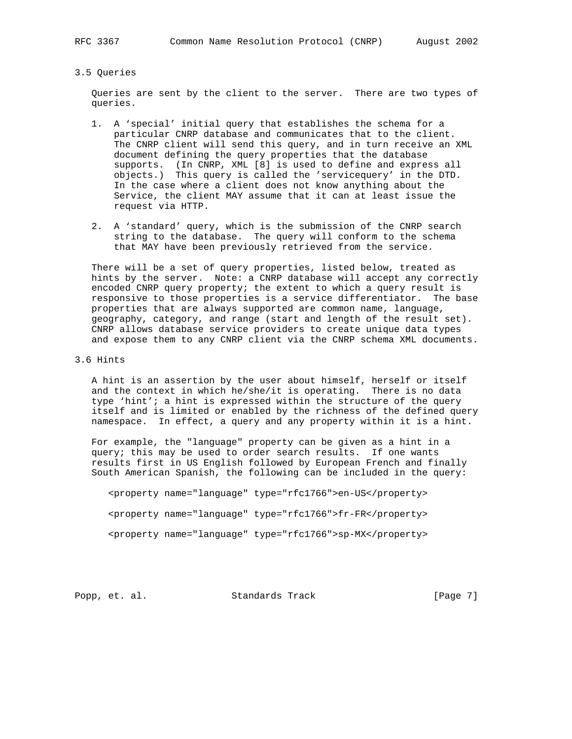### 3.5 Queries

Queries are sent by the client to the server. There are two types of queries.

1. A 'special' initial query that establishes the schema for a particular CNRP database and communicates that to the client. The CNRP client will send this query, and in turn receive an XML document defining the query properties that the database supports. (In CNRP, XML [8] is used to define and express all objects.) This query is called the 'servicequery' in the DTD. In the case where a client does not know anything about the Service, the client MAY assume that it can at least issue the request via HTTP.

2. A 'standard' query, which is the submission of the CNRP search string to the database. The query will conform to the schema that MAY have been previously retrieved from the service.

There will be a set of query properties, listed below, treated as hints by the server. Note: a CNRP database will accept any correctly encoded CNRP query property; the extent to which a query result is responsive to those properties is a service differentiator. The base properties that are always supported are common name, language, geography, category, and range (start and length of the result set). CNRP allows database service providers to create unique data types and expose them to any CNRP client via the CNRP schema XML documents.

### 3.6 Hints

A hint is an assertion by the user about himself, herself or itself and the context in which he/she/it is operating. There is no data type 'hint'; a hint is expressed within the structure of the query itself and is limited or enabled by the richness of the defined query namespace. In effect, a query and any property within it is a hint.

For example, the "language" property can be given as a hint in a query; this may be used to order search results. If one wants results first in US English followed by European French and finally South American Spanish, the following can be included in the query:

```
<property name="language" type="rfc1766">en-US</property>

<property name="language" type="rfc1766">fr-FR</property>

<property name="language" type="rfc1766">sp-MX</property>
```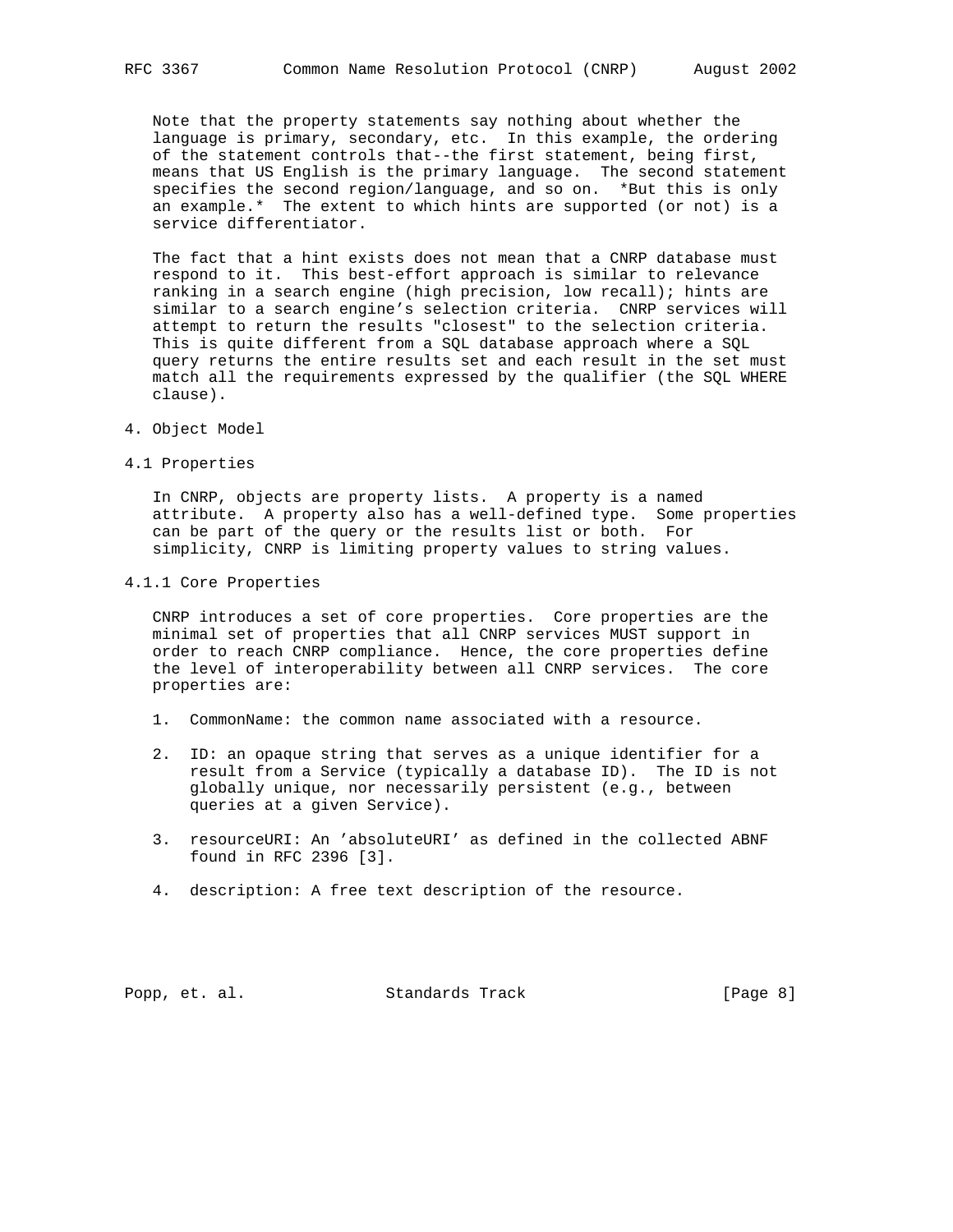Note that the property statements say nothing about whether the language is primary, secondary, etc. In this example, the ordering of the statement controls that--the first statement, being first, means that US English is the primary language. The second statement specifies the second region/language, and so on. *But this is only an example.* The extent to which hints are supported (or not) is a service differentiator.

The fact that a hint exists does not mean that a CNRP database must respond to it. This best-effort approach is similar to relevance ranking in a search engine (high precision, low recall); hints are similar to a search engine's selection criteria. CNRP services will attempt to return the results "closest" to the selection criteria. This is quite different from a SQL database approach where a SQL query returns the entire results set and each result in the set must match all the requirements expressed by the qualifier (the SQL WHERE clause).

## 4. Object Model

### 4.1 Properties

In CNRP, objects are property lists. A property is a named attribute. A property also has a well-defined type. Some properties can be part of the query or the results list or both. For simplicity, CNRP is limiting property values to string values.

#### 4.1.1 Core Properties

CNRP introduces a set of core properties. Core properties are the minimal set of properties that all CNRP services MUST support in order to reach CNRP compliance. Hence, the core properties define the level of interoperability between all CNRP services. The core properties are:

1. CommonName: the common name associated with a resource.

2. ID: an opaque string that serves as a unique identifier for a result from a Service (typically a database ID). The ID is not globally unique, nor necessarily persistent (e.g., between queries at a given Service).

3. resourceURI: An 'absoluteURI' as defined in the collected ABNF found in RFC 2396 [3].

4. description: A free text description of the resource.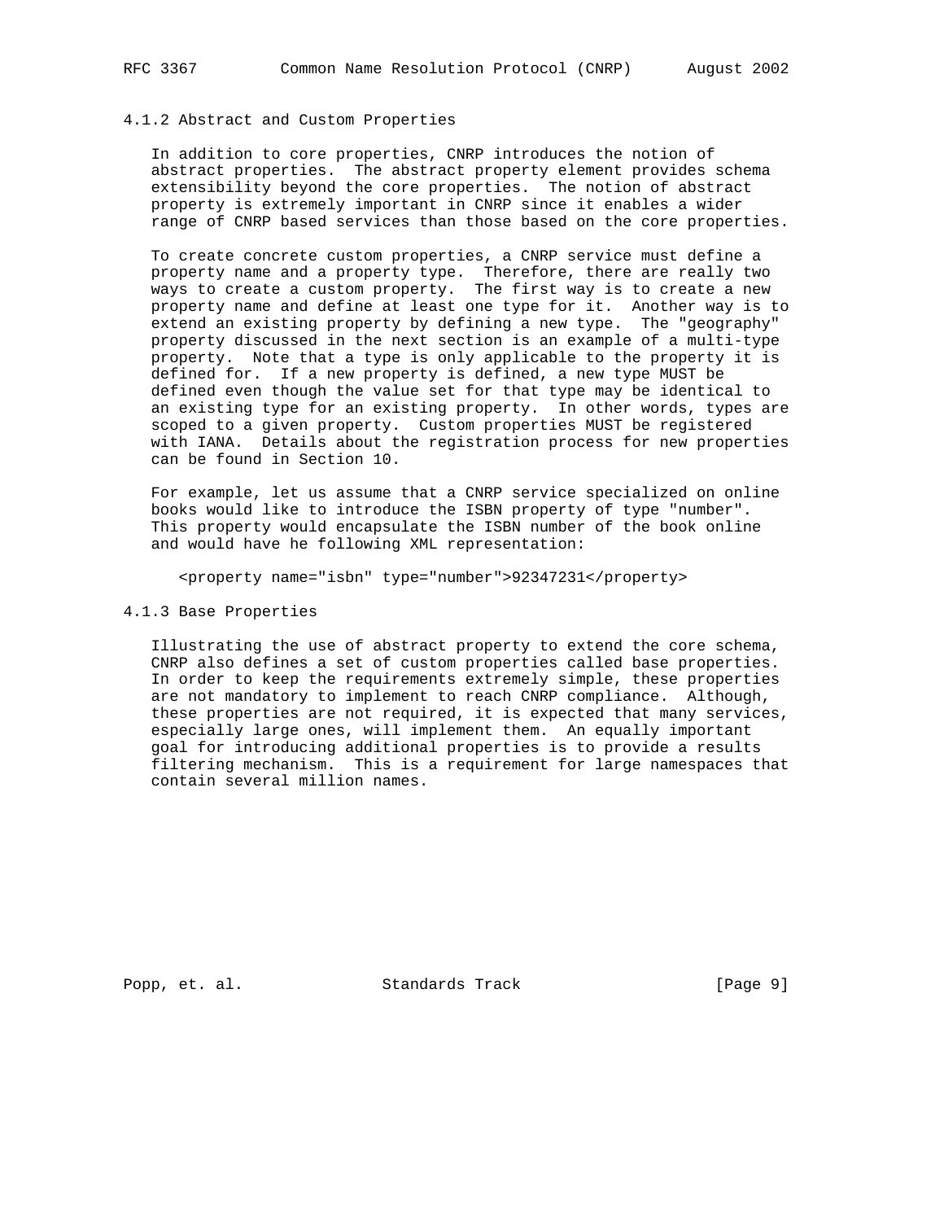### 4.1.2 Abstract and Custom Properties

In addition to core properties, CNRP introduces the notion of abstract properties. The abstract property element provides schema extensibility beyond the core properties. The notion of abstract property is extremely important in CNRP since it enables a wider range of CNRP based services than those based on the core properties.

To create concrete custom properties, a CNRP service must define a property name and a property type. Therefore, there are really two ways to create a custom property. The first way is to create a new property name and define at least one type for it. Another way is to extend an existing property by defining a new type. The "geography" property discussed in the next section is an example of a multi-type property. Note that a type is only applicable to the property it is defined for. If a new property is defined, a new type MUST be defined even though the value set for that type may be identical to an existing type for an existing property. In other words, types are scoped to a given property. Custom properties MUST be registered with IANA. Details about the registration process for new properties can be found in Section 10.

For example, let us assume that a CNRP service specialized on online books would like to introduce the ISBN property of type "number". This property would encapsulate the ISBN number of the book online and would have he following XML representation:

```
<property name="isbn" type="number">92347231</property>
```

### 4.1.3 Base Properties

Illustrating the use of abstract property to extend the core schema, CNRP also defines a set of custom properties called base properties. In order to keep the requirements extremely simple, these properties are not mandatory to implement to reach CNRP compliance. Although, these properties are not required, it is expected that many services, especially large ones, will implement them. An equally important goal for introducing additional properties is to provide a results filtering mechanism. This is a requirement for large namespaces that contain several million names.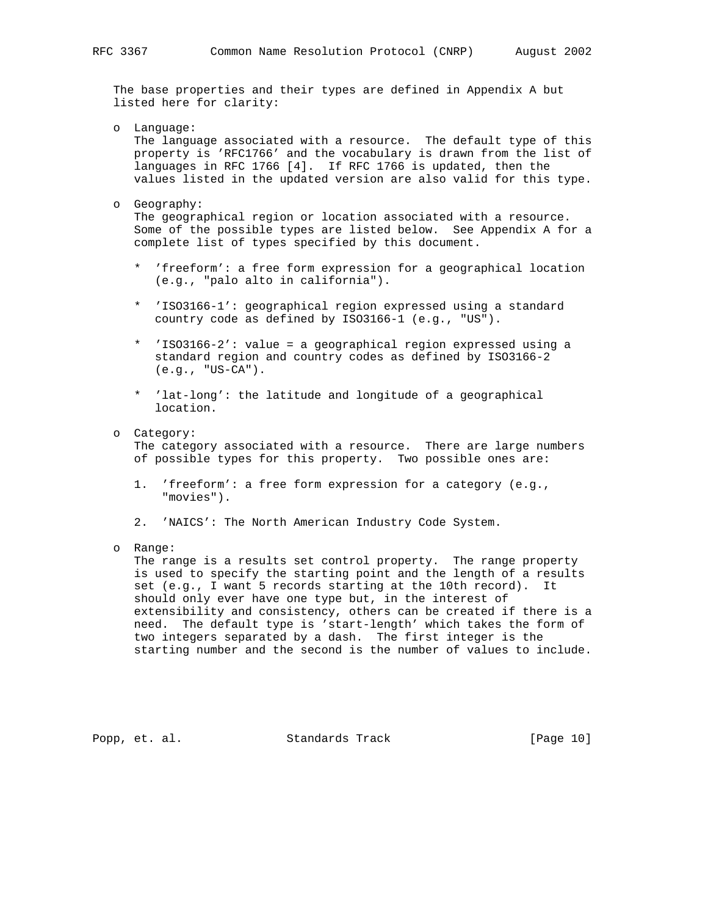The base properties and their types are defined in Appendix A but listed here for clarity:

- Language:
  The language associated with a resource. The default type of this property is 'RFC1766' and the vocabulary is drawn from the list of languages in RFC 1766 [4]. If RFC 1766 is updated, then the values listed in the updated version are also valid for this type.

- Geography:
  The geographical region or location associated with a resource. Some of the possible types are listed below. See Appendix A for a complete list of types specified by this document.

  * 'freeform': a free form expression for a geographical location (e.g., "palo alto in california").

  * 'ISO3166-1': geographical region expressed using a standard country code as defined by ISO3166-1 (e.g., "US").

  * 'ISO3166-2': value = a geographical region expressed using a standard region and country codes as defined by ISO3166-2 (e.g., "US-CA").

  * 'lat-long': the latitude and longitude of a geographical location.

- Category:
  The category associated with a resource. There are large numbers of possible types for this property. Two possible ones are:

  1. 'freeform': a free form expression for a category (e.g., "movies").

  2. 'NAICS': The North American Industry Code System.

- Range:
  The range is a results set control property. The range property is used to specify the starting point and the length of a results set (e.g., I want 5 records starting at the 10th record). It should only ever have one type but, in the interest of extensibility and consistency, others can be created if there is a need. The default type is 'start-length' which takes the form of two integers separated by a dash. The first integer is the starting number and the second is the number of values to include.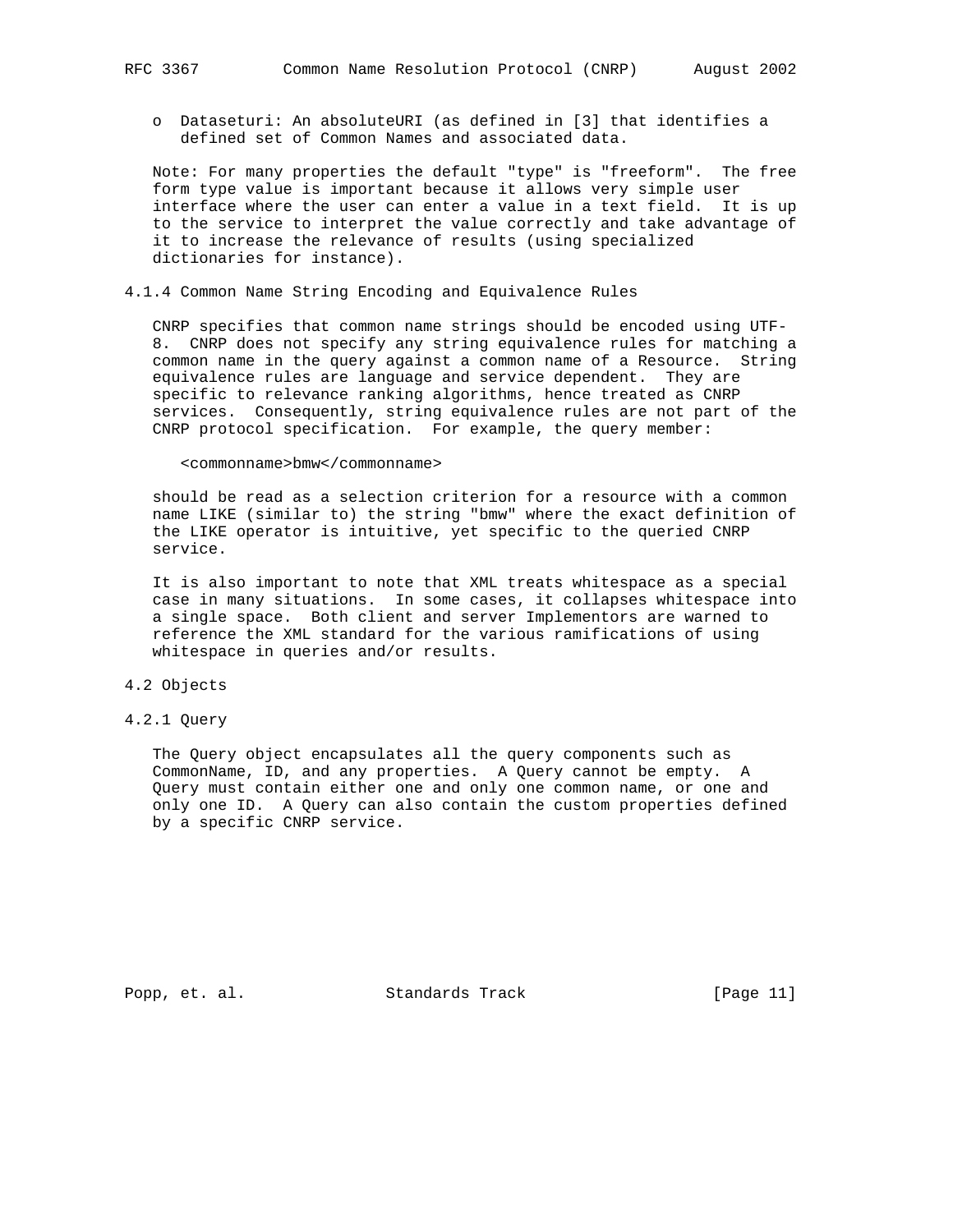- Dataseturi: An absoluteURI (as defined in [3] that identifies a defined set of Common Names and associated data.

Note: For many properties the default "type" is "freeform". The free form type value is important because it allows very simple user interface where the user can enter a value in a text field. It is up to the service to interpret the value correctly and take advantage of it to increase the relevance of results (using specialized dictionaries for instance).

### 4.1.4 Common Name String Encoding and Equivalence Rules

CNRP specifies that common name strings should be encoded using UTF-8. CNRP does not specify any string equivalence rules for matching a common name in the query against a common name of a Resource. String equivalence rules are language and service dependent. They are specific to relevance ranking algorithms, hence treated as CNRP services. Consequently, string equivalence rules are not part of the CNRP protocol specification. For example, the query member:

```
<commonname>bmw</commonname>
```

should be read as a selection criterion for a resource with a common name LIKE (similar to) the string "bmw" where the exact definition of the LIKE operator is intuitive, yet specific to the queried CNRP service.

It is also important to note that XML treats whitespace as a special case in many situations. In some cases, it collapses whitespace into a single space. Both client and server Implementors are warned to reference the XML standard for the various ramifications of using whitespace in queries and/or results.

## 4.2 Objects

### 4.2.1 Query

The Query object encapsulates all the query components such as CommonName, ID, and any properties. A Query cannot be empty. A Query must contain either one and only one common name, or one and only one ID. A Query can also contain the custom properties defined by a specific CNRP service.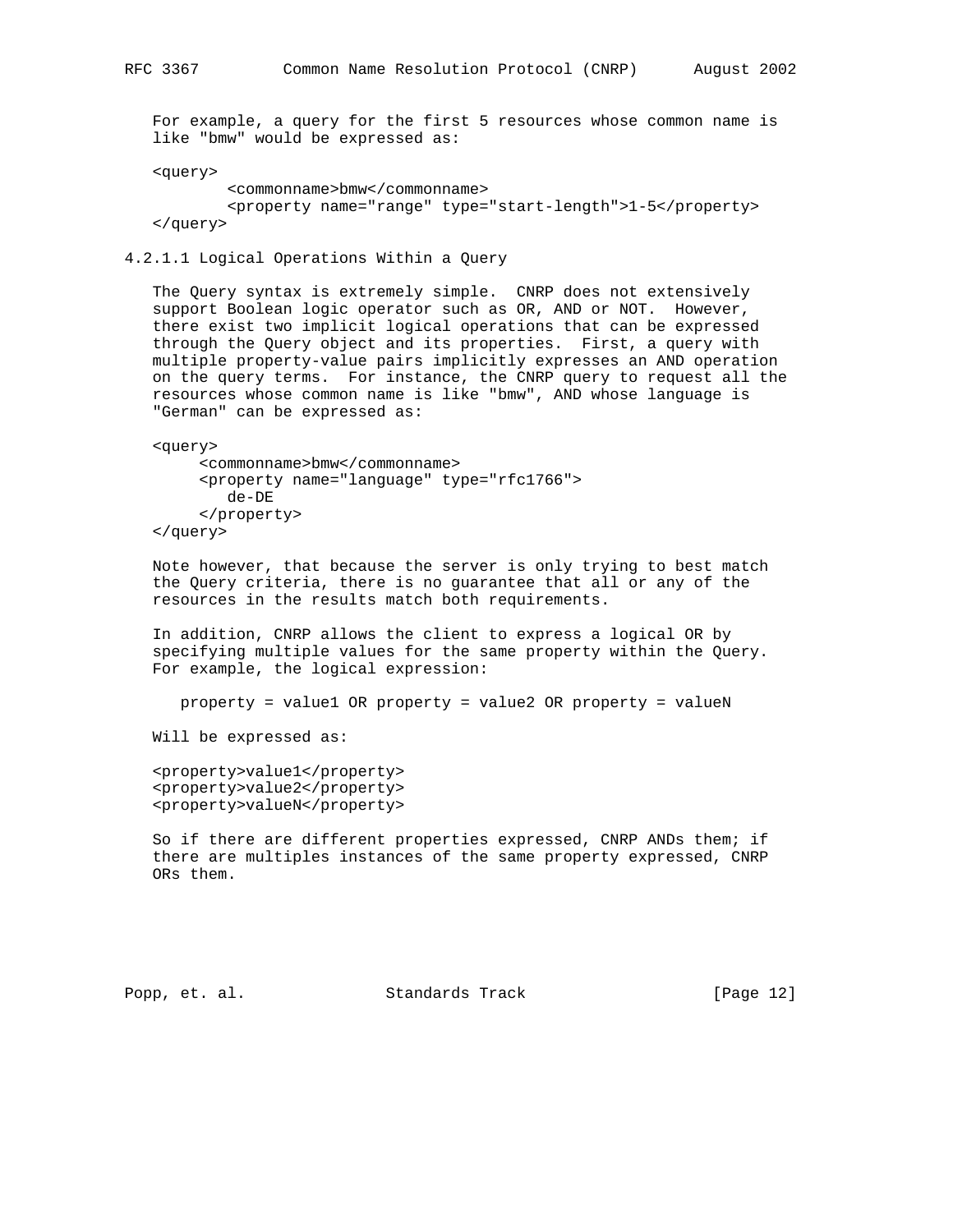For example, a query for the first 5 resources whose common name is like "bmw" would be expressed as:

```
<query>
        <commonname>bmw</commonname>
        <property name="range" type="start-length">1-5</property>
</query>
```

#### 4.2.1.1 Logical Operations Within a Query

The Query syntax is extremely simple. CNRP does not extensively support Boolean logic operator such as OR, AND or NOT. However, there exist two implicit logical operations that can be expressed through the Query object and its properties. First, a query with multiple property-value pairs implicitly expresses an AND operation on the query terms. For instance, the CNRP query to request all the resources whose common name is like "bmw", AND whose language is "German" can be expressed as:

```
<query>
     <commonname>bmw</commonname>
     <property name="language" type="rfc1766">
        de-DE
     </property>
</query>
```

Note however, that because the server is only trying to best match the Query criteria, there is no guarantee that all or any of the resources in the results match both requirements.

In addition, CNRP allows the client to express a logical OR by specifying multiple values for the same property within the Query. For example, the logical expression:

```
property = value1 OR property = value2 OR property = valueN
```

Will be expressed as:

```
<property>value1</property>
<property>value2</property>
<property>valueN</property>
```

So if there are different properties expressed, CNRP ANDs them; if there are multiples instances of the same property expressed, CNRP ORs them.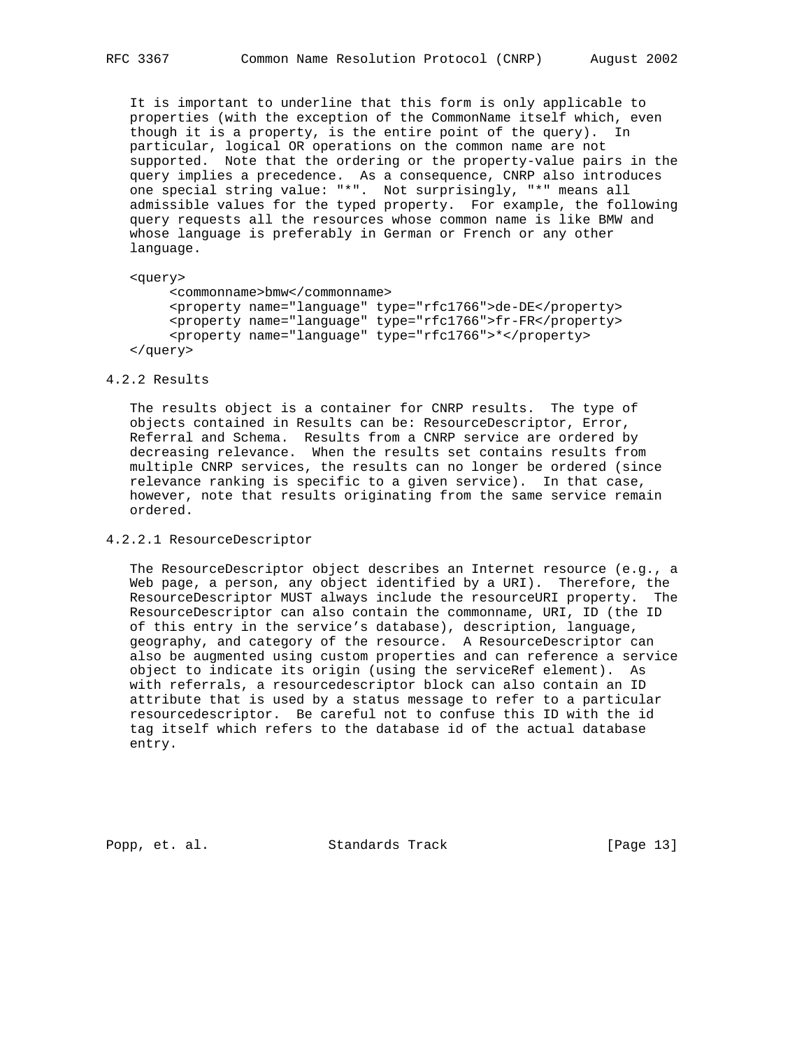It is important to underline that this form is only applicable to properties (with the exception of the CommonName itself which, even though it is a property, is the entire point of the query). In particular, logical OR operations on the common name are not supported. Note that the ordering or the property-value pairs in the query implies a precedence. As a consequence, CNRP also introduces one special string value: "*". Not surprisingly, "*" means all admissible values for the typed property. For example, the following query requests all the resources whose common name is like BMW and whose language is preferably in German or French or any other language.

```
<query>
     <commonname>bmw</commonname>
     <property name="language" type="rfc1766">de-DE</property>
     <property name="language" type="rfc1766">fr-FR</property>
     <property name="language" type="rfc1766">*</property>
</query>
```

### 4.2.2 Results

The results object is a container for CNRP results. The type of objects contained in Results can be: ResourceDescriptor, Error, Referral and Schema. Results from a CNRP service are ordered by decreasing relevance. When the results set contains results from multiple CNRP services, the results can no longer be ordered (since relevance ranking is specific to a given service). In that case, however, note that results originating from the same service remain ordered.

#### 4.2.2.1 ResourceDescriptor

The ResourceDescriptor object describes an Internet resource (e.g., a Web page, a person, any object identified by a URI). Therefore, the ResourceDescriptor MUST always include the resourceURI property. The ResourceDescriptor can also contain the commonname, URI, ID (the ID of this entry in the service's database), description, language, geography, and category of the resource. A ResourceDescriptor can also be augmented using custom properties and can reference a service object to indicate its origin (using the serviceRef element). As with referrals, a resourcedescriptor block can also contain an ID attribute that is used by a status message to refer to a particular resourcedescriptor. Be careful not to confuse this ID with the id tag itself which refers to the database id of the actual database entry.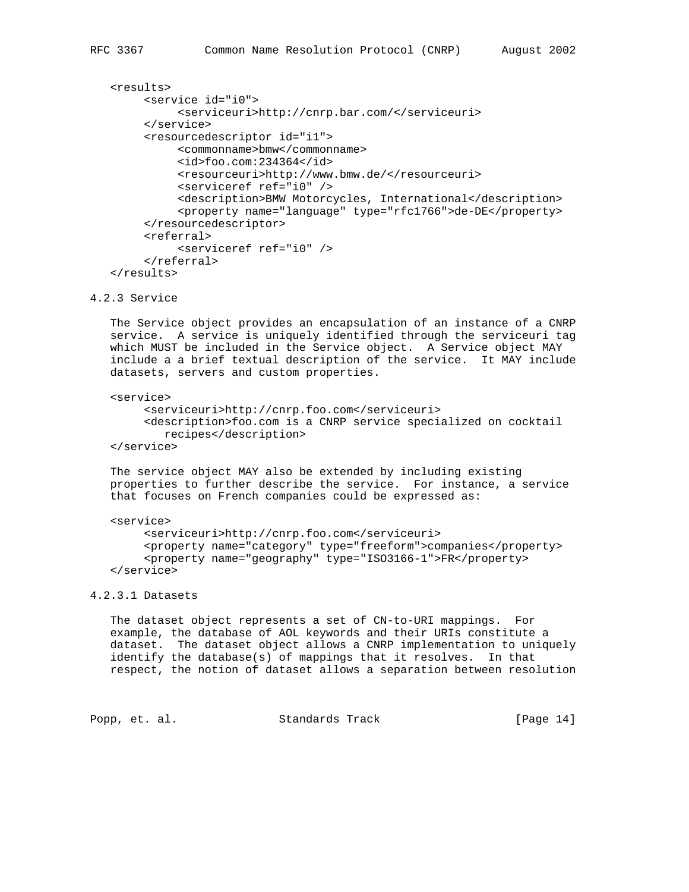```
<results>
     <service id="i0">
          <serviceuri>http://cnrp.bar.com/</serviceuri>
     </service>
     <resourcedescriptor id="i1">
          <commonname>bmw</commonname>
          <id>foo.com:234364</id>
          <resourceuri>http://www.bmw.de/</resourceuri>
          <serviceref ref="i0" />
          <description>BMW Motorcycles, International</description>
          <property name="language" type="rfc1766">de-DE</property>
     </resourcedescriptor>
     <referral>
          <serviceref ref="i0" />
     </referral>
</results>
```

### 4.2.3 Service

The Service object provides an encapsulation of an instance of a CNRP service. A service is uniquely identified through the serviceuri tag which MUST be included in the Service object. A Service object MAY include a a brief textual description of the service. It MAY include datasets, servers and custom properties.

```
<service>
     <serviceuri>http://cnrp.foo.com</serviceuri>
     <description>foo.com is a CNRP service specialized on cocktail
        recipes</description>
</service>
```

The service object MAY also be extended by including existing properties to further describe the service. For instance, a service that focuses on French companies could be expressed as:

```
<service>
     <serviceuri>http://cnrp.foo.com</serviceuri>
     <property name="category" type="freeform">companies</property>
     <property name="geography" type="ISO3166-1">FR</property>
</service>
```

#### 4.2.3.1 Datasets

The dataset object represents a set of CN-to-URI mappings. For example, the database of AOL keywords and their URIs constitute a dataset. The dataset object allows a CNRP implementation to uniquely identify the database(s) of mappings that it resolves. In that respect, the notion of dataset allows a separation between resolution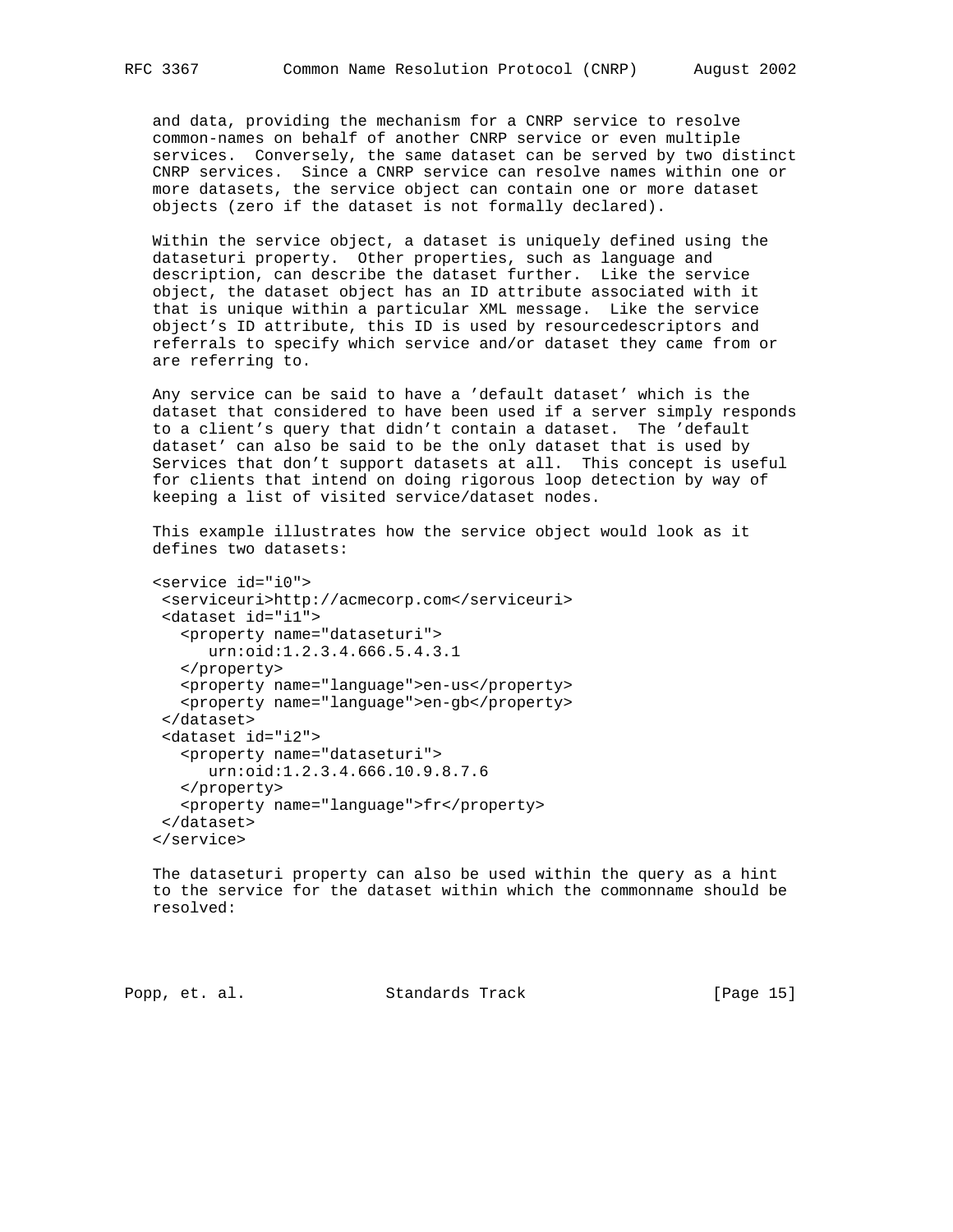and data, providing the mechanism for a CNRP service to resolve common-names on behalf of another CNRP service or even multiple services. Conversely, the same dataset can be served by two distinct CNRP services. Since a CNRP service can resolve names within one or more datasets, the service object can contain one or more dataset objects (zero if the dataset is not formally declared).

Within the service object, a dataset is uniquely defined using the dataseturi property. Other properties, such as language and description, can describe the dataset further. Like the service object, the dataset object has an ID attribute associated with it that is unique within a particular XML message. Like the service object's ID attribute, this ID is used by resourcedescriptors and referrals to specify which service and/or dataset they came from or are referring to.

Any service can be said to have a 'default dataset' which is the dataset that considered to have been used if a server simply responds to a client's query that didn't contain a dataset. The 'default dataset' can also be said to be the only dataset that is used by Services that don't support datasets at all. This concept is useful for clients that intend on doing rigorous loop detection by way of keeping a list of visited service/dataset nodes.

This example illustrates how the service object would look as it defines two datasets:

```
<service id="i0">
 <serviceuri>http://acmecorp.com</serviceuri>
 <dataset id="i1">
   <property name="dataseturi">
      urn:oid:1.2.3.4.666.5.4.3.1
   </property>
   <property name="language">en-us</property>
   <property name="language">en-gb</property>
 </dataset>
 <dataset id="i2">
   <property name="dataseturi">
      urn:oid:1.2.3.4.666.10.9.8.7.6
   </property>
   <property name="language">fr</property>
 </dataset>
</service>
```

The dataseturi property can also be used within the query as a hint to the service for the dataset within which the commonname should be resolved: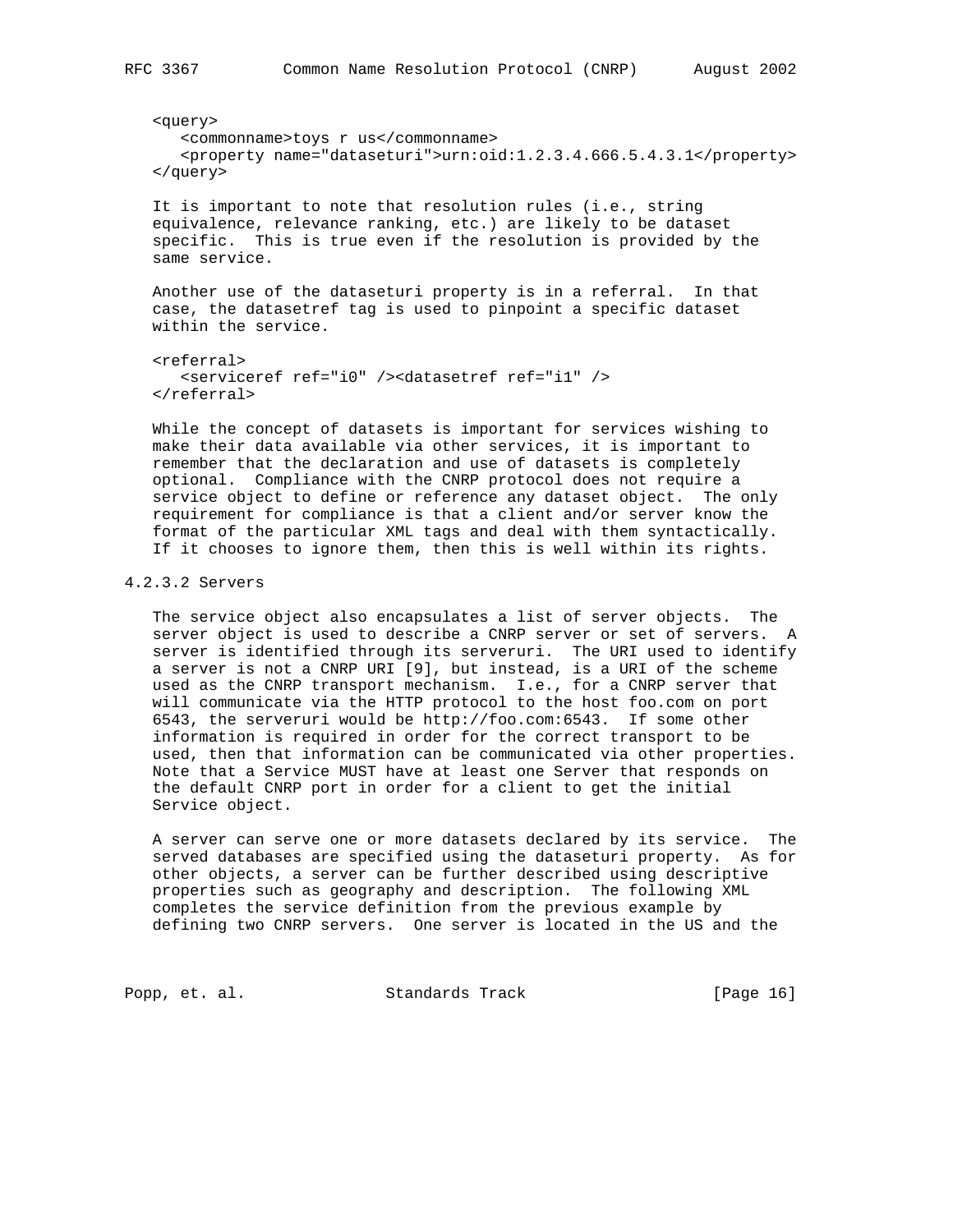```
<query>
   <commonname>toys r us</commonname>
   <property name="dataseturi">urn:oid:1.2.3.4.666.5.4.3.1</property>
</query>
```

It is important to note that resolution rules (i.e., string equivalence, relevance ranking, etc.) are likely to be dataset specific. This is true even if the resolution is provided by the same service.

Another use of the dataseturi property is in a referral. In that case, the datasetref tag is used to pinpoint a specific dataset within the service.

```
<referral>
   <serviceref ref="i0" /><datasetref ref="i1" />
</referral>
```

While the concept of datasets is important for services wishing to make their data available via other services, it is important to remember that the declaration and use of datasets is completely optional. Compliance with the CNRP protocol does not require a service object to define or reference any dataset object. The only requirement for compliance is that a client and/or server know the format of the particular XML tags and deal with them syntactically. If it chooses to ignore them, then this is well within its rights.

#### 4.2.3.2 Servers

The service object also encapsulates a list of server objects. The server object is used to describe a CNRP server or set of servers. A server is identified through its serveruri. The URI used to identify a server is not a CNRP URI [9], but instead, is a URI of the scheme used as the CNRP transport mechanism. I.e., for a CNRP server that will communicate via the HTTP protocol to the host foo.com on port 6543, the serveruri would be http://foo.com:6543. If some other information is required in order for the correct transport to be used, then that information can be communicated via other properties. Note that a Service MUST have at least one Server that responds on the default CNRP port in order for a client to get the initial Service object.

A server can serve one or more datasets declared by its service. The served databases are specified using the dataseturi property. As for other objects, a server can be further described using descriptive properties such as geography and description. The following XML completes the service definition from the previous example by defining two CNRP servers. One server is located in the US and the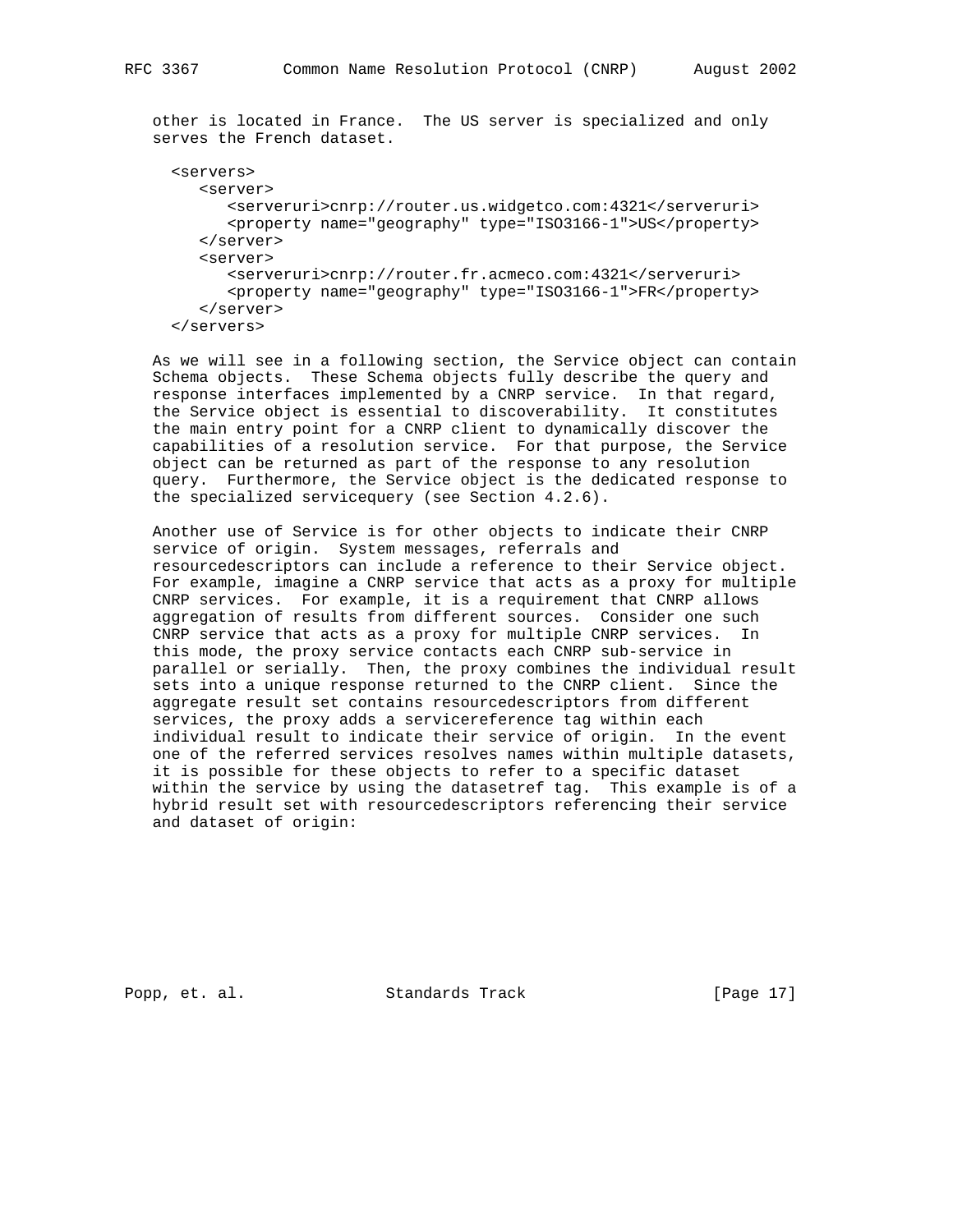other is located in France. The US server is specialized and only serves the French dataset.

```
<servers>
   <server>
      <serveruri>cnrp://router.us.widgetco.com:4321</serveruri>
      <property name="geography" type="ISO3166-1">US</property>
   </server>
   <server>
      <serveruri>cnrp://router.fr.acmeco.com:4321</serveruri>
      <property name="geography" type="ISO3166-1">FR</property>
   </server>
</servers>
```

As we will see in a following section, the Service object can contain Schema objects. These Schema objects fully describe the query and response interfaces implemented by a CNRP service. In that regard, the Service object is essential to discoverability. It constitutes the main entry point for a CNRP client to dynamically discover the capabilities of a resolution service. For that purpose, the Service object can be returned as part of the response to any resolution query. Furthermore, the Service object is the dedicated response to the specialized servicequery (see Section 4.2.6).

Another use of Service is for other objects to indicate their CNRP service of origin. System messages, referrals and resourcedescriptors can include a reference to their Service object. For example, imagine a CNRP service that acts as a proxy for multiple CNRP services. For example, it is a requirement that CNRP allows aggregation of results from different sources. Consider one such CNRP service that acts as a proxy for multiple CNRP services. In this mode, the proxy service contacts each CNRP sub-service in parallel or serially. Then, the proxy combines the individual result sets into a unique response returned to the CNRP client. Since the aggregate result set contains resourcedescriptors from different services, the proxy adds a servicereference tag within each individual result to indicate their service of origin. In the event one of the referred services resolves names within multiple datasets, it is possible for these objects to refer to a specific dataset within the service by using the datasetref tag. This example is of a hybrid result set with resourcedescriptors referencing their service and dataset of origin: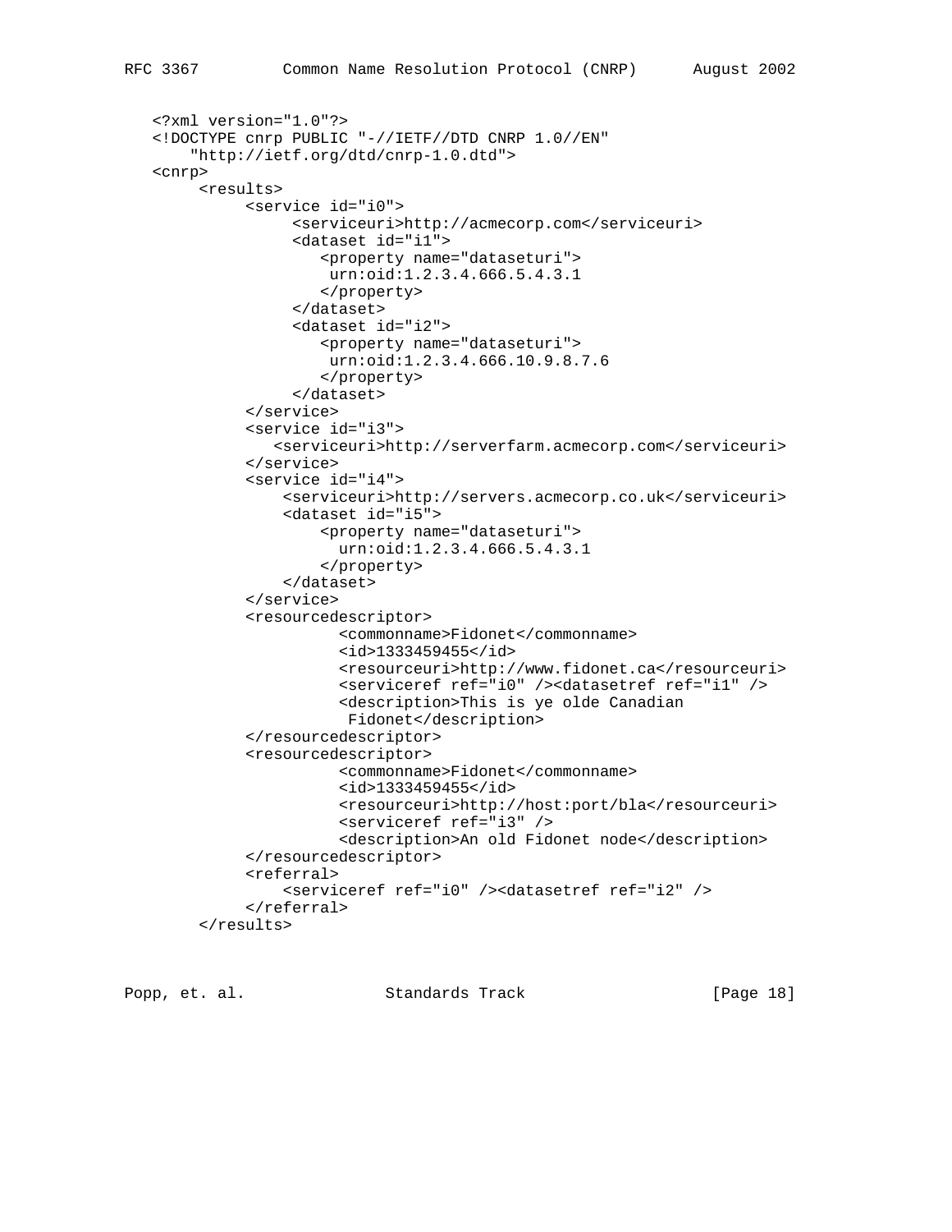```
<?xml version="1.0"?>
<!DOCTYPE cnrp PUBLIC "-//IETF//DTD CNRP 1.0//EN"
    "http://ietf.org/dtd/cnrp-1.0.dtd">
<cnrp>
     <results>
          <service id="i0">
               <serviceuri>http://acmecorp.com</serviceuri>
               <dataset id="i1">
                  <property name="dataseturi">
                   urn:oid:1.2.3.4.666.5.4.3.1
                  </property>
               </dataset>
               <dataset id="i2">
                  <property name="dataseturi">
                   urn:oid:1.2.3.4.666.10.9.8.7.6
                  </property>
               </dataset>
          </service>
          <service id="i3">
             <serviceuri>http://serverfarm.acmecorp.com</serviceuri>
          </service>
          <service id="i4">
              <serviceuri>http://servers.acmecorp.co.uk</serviceuri>
              <dataset id="i5">
                  <property name="dataseturi">
                    urn:oid:1.2.3.4.666.5.4.3.1
                  </property>
              </dataset>
          </service>
          <resourcedescriptor>
                    <commonname>Fidonet</commonname>
                    <id>1333459455</id>
                    <resourceuri>http://www.fidonet.ca</resourceuri>
                    <serviceref ref="i0" /><datasetref ref="i1" />
                    <description>This is ye olde Canadian
                     Fidonet</description>
          </resourcedescriptor>
          <resourcedescriptor>
                    <commonname>Fidonet</commonname>
                    <id>1333459455</id>
                    <resourceuri>http://host:port/bla</resourceuri>
                    <serviceref ref="i3" />
                    <description>An old Fidonet node</description>
          </resourcedescriptor>
          <referral>
              <serviceref ref="i0" /><datasetref ref="i2" />
          </referral>
     </results>
```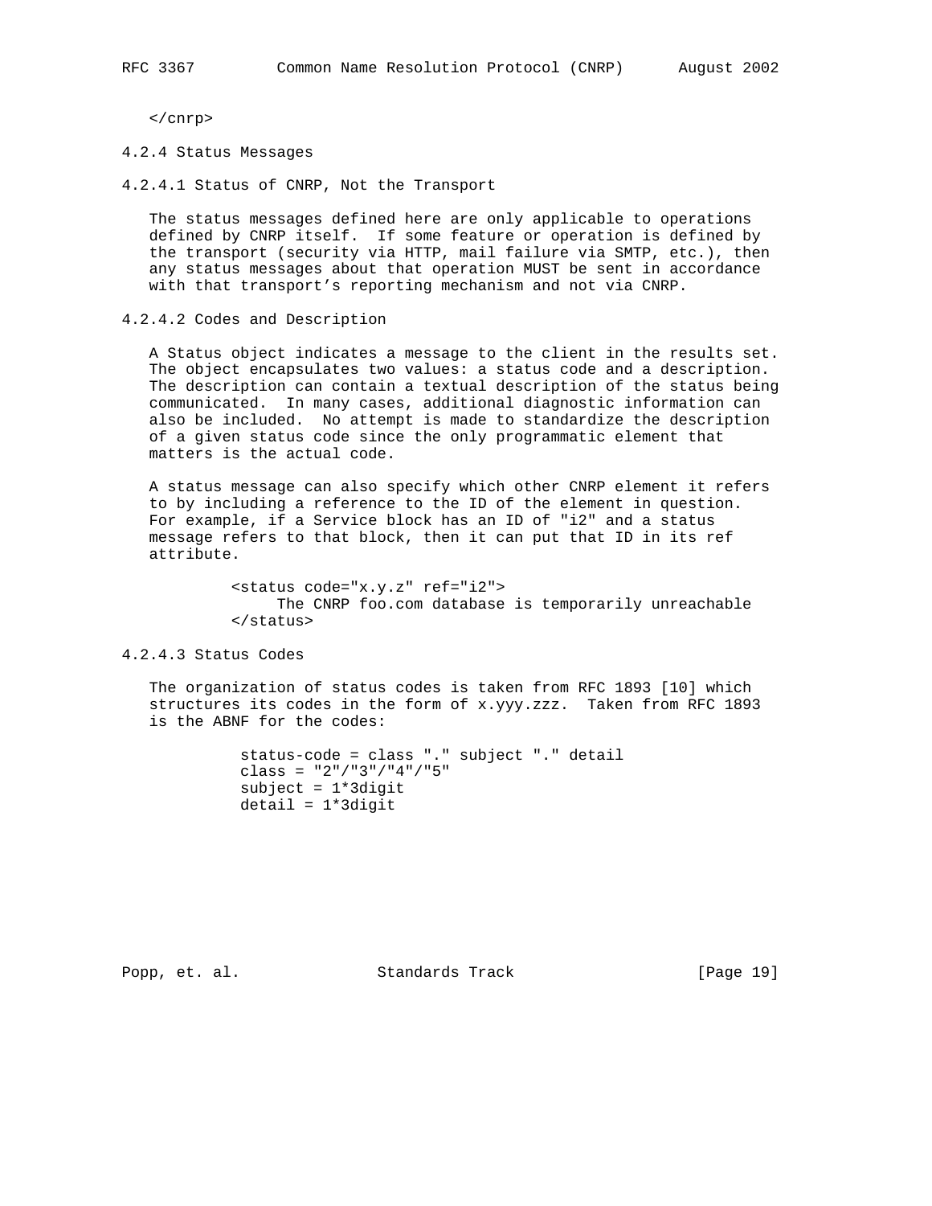```
</cnrp>
```

#### 4.2.4 Status Messages

##### 4.2.4.1 Status of CNRP, Not the Transport

The status messages defined here are only applicable to operations defined by CNRP itself. If some feature or operation is defined by the transport (security via HTTP, mail failure via SMTP, etc.), then any status messages about that operation MUST be sent in accordance with that transport's reporting mechanism and not via CNRP.

##### 4.2.4.2 Codes and Description

A Status object indicates a message to the client in the results set. The object encapsulates two values: a status code and a description. The description can contain a textual description of the status being communicated. In many cases, additional diagnostic information can also be included. No attempt is made to standardize the description of a given status code since the only programmatic element that matters is the actual code.

A status message can also specify which other CNRP element it refers to by including a reference to the ID of the element in question. For example, if a Service block has an ID of "i2" and a status message refers to that block, then it can put that ID in its ref attribute.

```
<status code="x.y.z" ref="i2">
     The CNRP foo.com database is temporarily unreachable
</status>
```

##### 4.2.4.3 Status Codes

The organization of status codes is taken from RFC 1893 [10] which structures its codes in the form of x.yyy.zzz. Taken from RFC 1893 is the ABNF for the codes:

```
status-code = class "." subject "." detail
class = "2"/"3"/"4"/"5"
subject = 1*3digit
detail = 1*3digit
```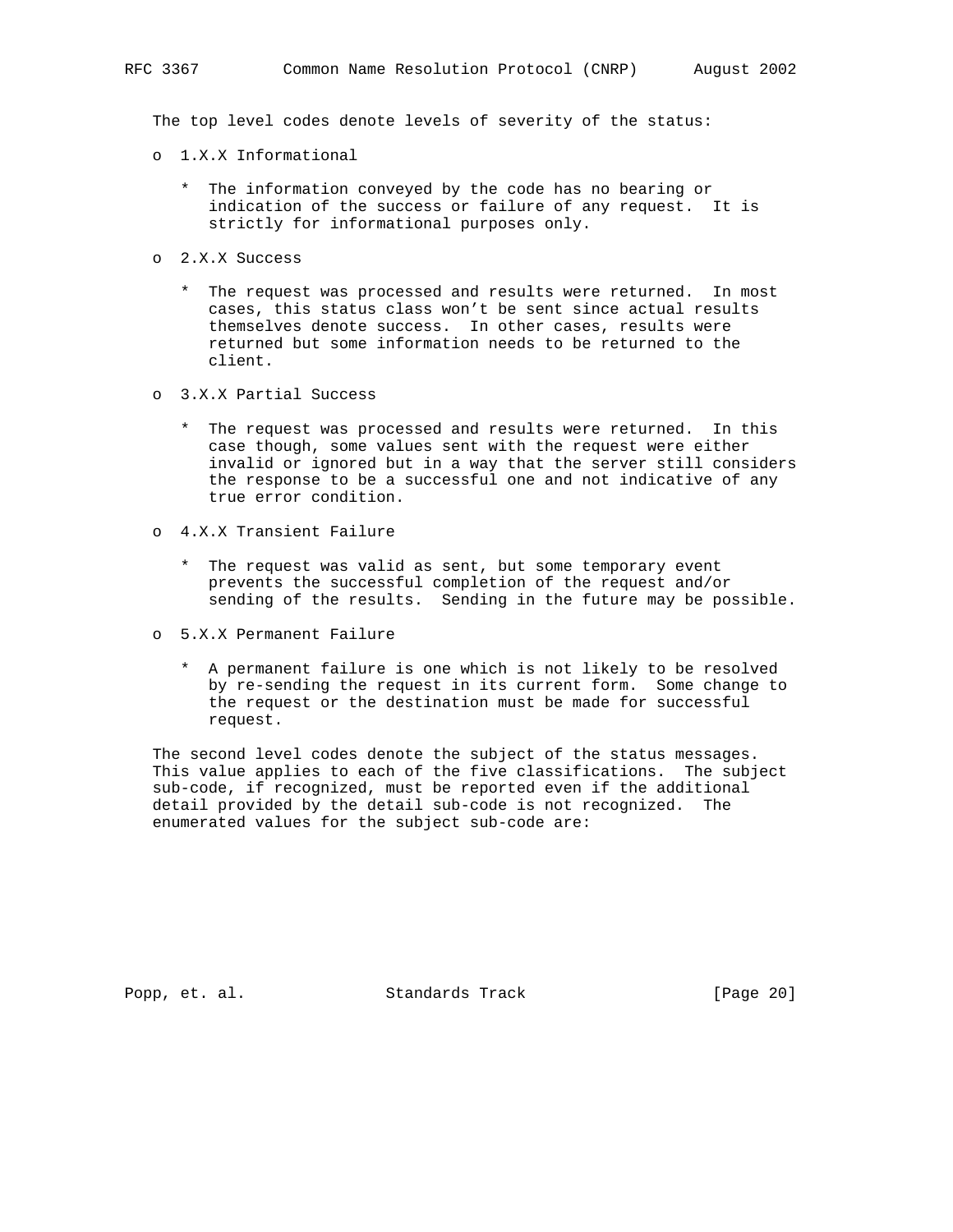The top level codes denote levels of severity of the status:

- 1.X.X Informational

  * The information conveyed by the code has no bearing or indication of the success or failure of any request. It is strictly for informational purposes only.

- 2.X.X Success

  * The request was processed and results were returned. In most cases, this status class won't be sent since actual results themselves denote success. In other cases, results were returned but some information needs to be returned to the client.

- 3.X.X Partial Success

  * The request was processed and results were returned. In this case though, some values sent with the request were either invalid or ignored but in a way that the server still considers the response to be a successful one and not indicative of any true error condition.

- 4.X.X Transient Failure

  * The request was valid as sent, but some temporary event prevents the successful completion of the request and/or sending of the results. Sending in the future may be possible.

- 5.X.X Permanent Failure

  * A permanent failure is one which is not likely to be resolved by re-sending the request in its current form. Some change to the request or the destination must be made for successful request.

The second level codes denote the subject of the status messages. This value applies to each of the five classifications. The subject sub-code, if recognized, must be reported even if the additional detail provided by the detail sub-code is not recognized. The enumerated values for the subject sub-code are: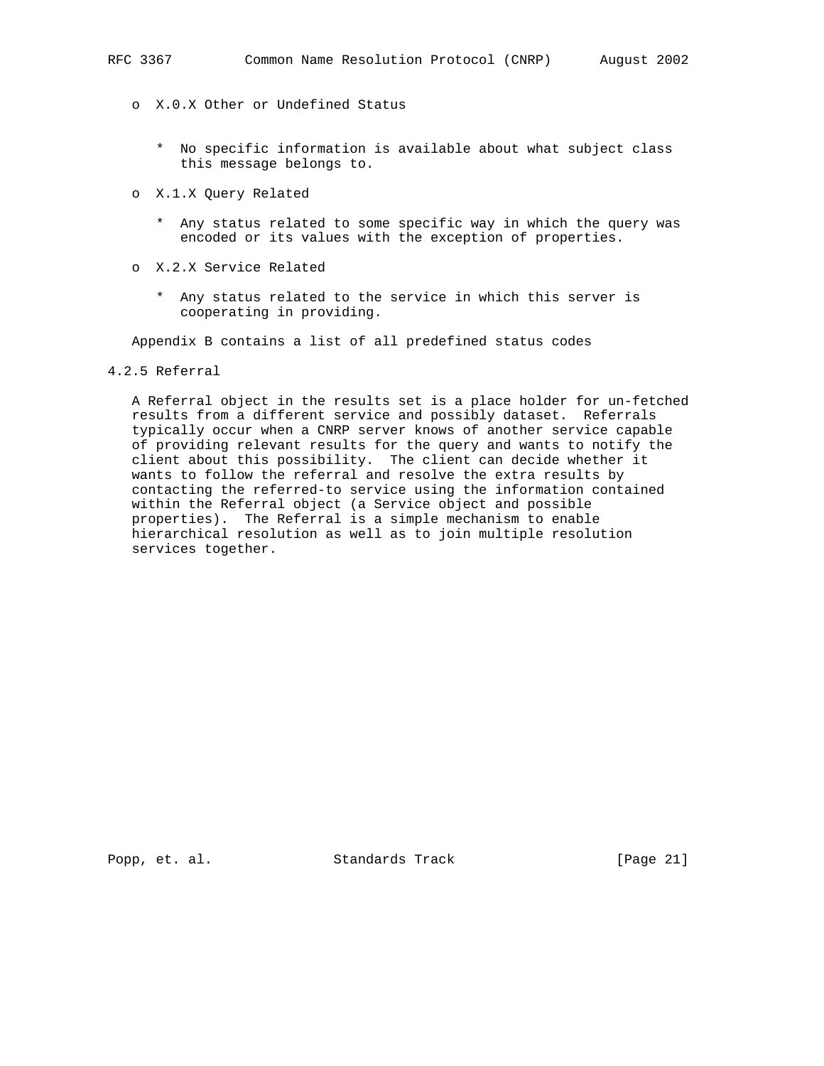- X.0.X Other or Undefined Status

  * No specific information is available about what subject class this message belongs to.

- X.1.X Query Related

  * Any status related to some specific way in which the query was encoded or its values with the exception of properties.

- X.2.X Service Related

  * Any status related to the service in which this server is cooperating in providing.

Appendix B contains a list of all predefined status codes

### 4.2.5 Referral

A Referral object in the results set is a place holder for un-fetched results from a different service and possibly dataset. Referrals typically occur when a CNRP server knows of another service capable of providing relevant results for the query and wants to notify the client about this possibility. The client can decide whether it wants to follow the referral and resolve the extra results by contacting the referred-to service using the information contained within the Referral object (a Service object and possible properties). The Referral is a simple mechanism to enable hierarchical resolution as well as to join multiple resolution services together.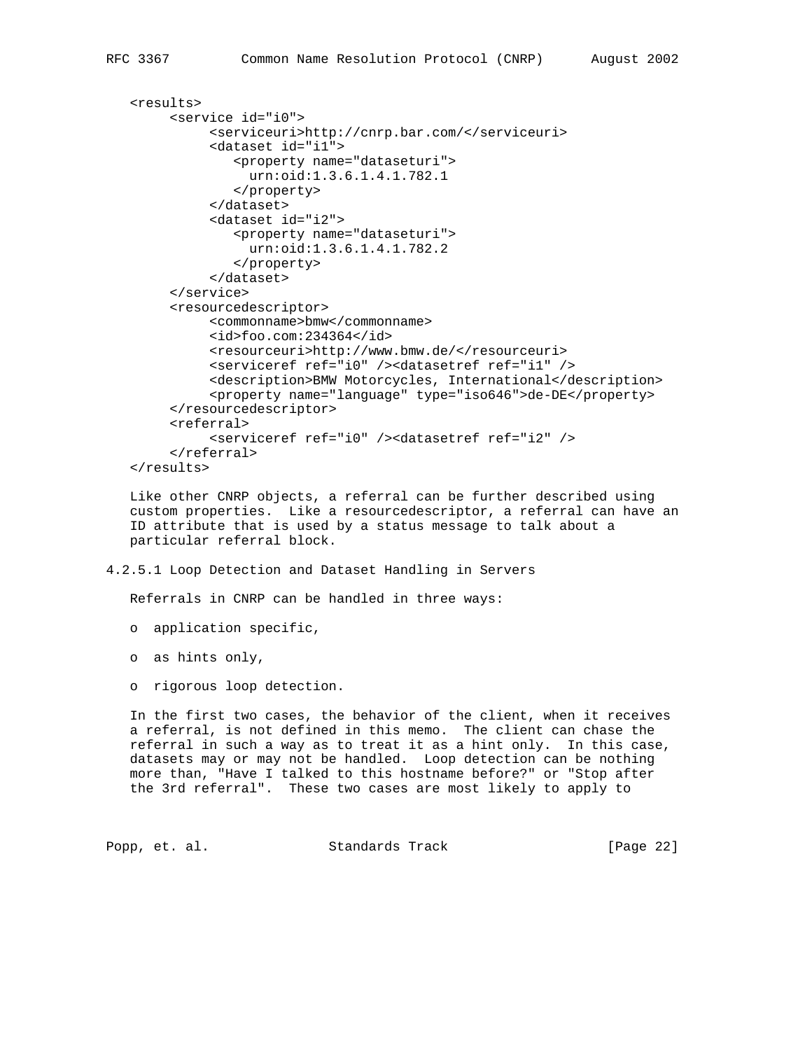```
<results>
     <service id="i0">
          <serviceuri>http://cnrp.bar.com/</serviceuri>
          <dataset id="i1">
             <property name="dataseturi">
               urn:oid:1.3.6.1.4.1.782.1
             </property>
          </dataset>
          <dataset id="i2">
             <property name="dataseturi">
               urn:oid:1.3.6.1.4.1.782.2
             </property>
          </dataset>
     </service>
     <resourcedescriptor>
          <commonname>bmw</commonname>
          <id>foo.com:234364</id>
          <resourceuri>http://www.bmw.de/</resourceuri>
          <serviceref ref="i0" /><datasetref ref="i1" />
          <description>BMW Motorcycles, International</description>
          <property name="language" type="iso646">de-DE</property>
     </resourcedescriptor>
     <referral>
          <serviceref ref="i0" /><datasetref ref="i2" />
     </referral>
</results>
```

Like other CNRP objects, a referral can be further described using custom properties. Like a resourcedescriptor, a referral can have an ID attribute that is used by a status message to talk about a particular referral block.

#### 4.2.5.1 Loop Detection and Dataset Handling in Servers

Referrals in CNRP can be handled in three ways:

- application specific,
- as hints only,
- rigorous loop detection.

In the first two cases, the behavior of the client, when it receives a referral, is not defined in this memo. The client can chase the referral in such a way as to treat it as a hint only. In this case, datasets may or may not be handled. Loop detection can be nothing more than, "Have I talked to this hostname before?" or "Stop after the 3rd referral". These two cases are most likely to apply to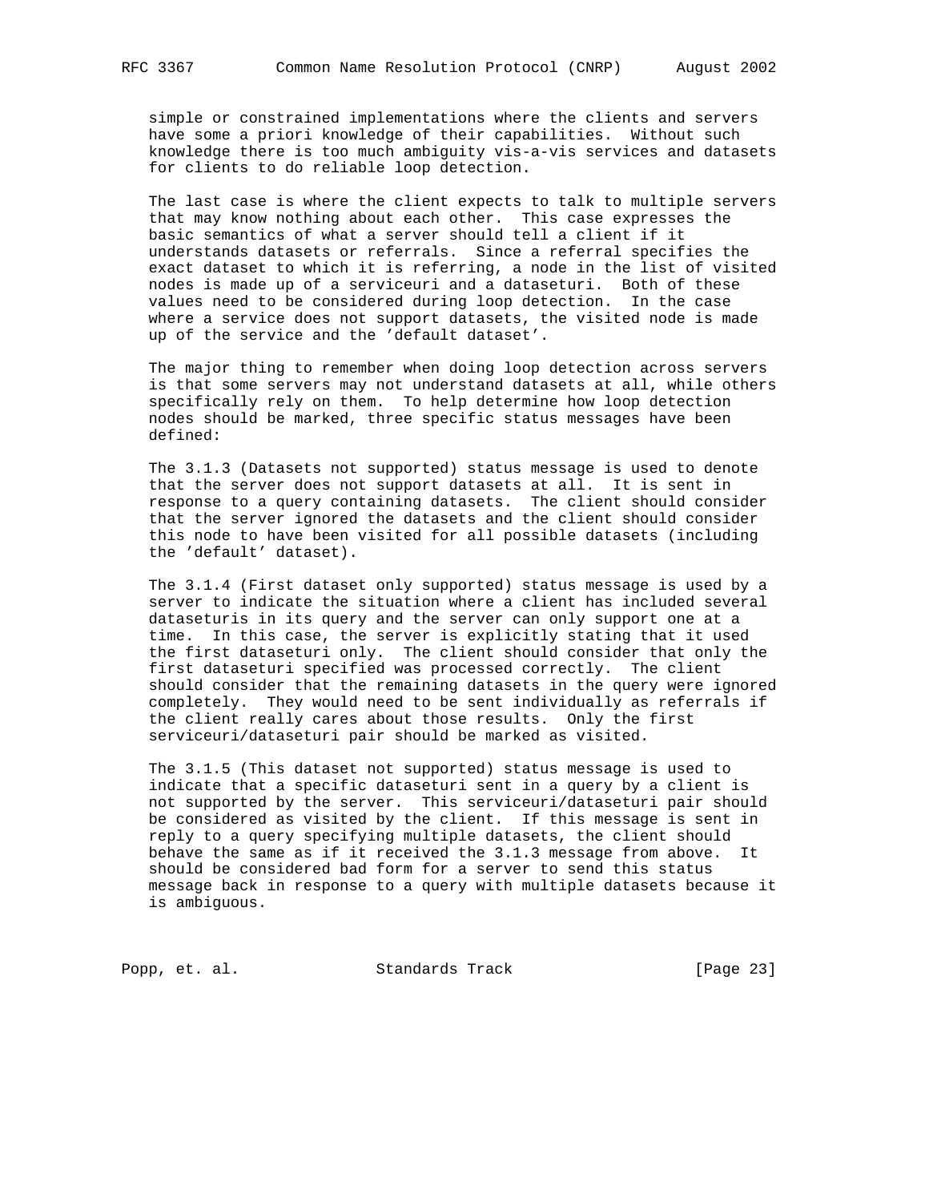simple or constrained implementations where the clients and servers have some a priori knowledge of their capabilities. Without such knowledge there is too much ambiguity vis-a-vis services and datasets for clients to do reliable loop detection.

The last case is where the client expects to talk to multiple servers that may know nothing about each other. This case expresses the basic semantics of what a server should tell a client if it understands datasets or referrals. Since a referral specifies the exact dataset to which it is referring, a node in the list of visited nodes is made up of a serviceuri and a dataseturi. Both of these values need to be considered during loop detection. In the case where a service does not support datasets, the visited node is made up of the service and the 'default dataset'.

The major thing to remember when doing loop detection across servers is that some servers may not understand datasets at all, while others specifically rely on them. To help determine how loop detection nodes should be marked, three specific status messages have been defined:

The 3.1.3 (Datasets not supported) status message is used to denote that the server does not support datasets at all. It is sent in response to a query containing datasets. The client should consider that the server ignored the datasets and the client should consider this node to have been visited for all possible datasets (including the 'default' dataset).

The 3.1.4 (First dataset only supported) status message is used by a server to indicate the situation where a client has included several dataseturis in its query and the server can only support one at a time. In this case, the server is explicitly stating that it used the first dataseturi only. The client should consider that only the first dataseturi specified was processed correctly. The client should consider that the remaining datasets in the query were ignored completely. They would need to be sent individually as referrals if the client really cares about those results. Only the first serviceuri/dataseturi pair should be marked as visited.

The 3.1.5 (This dataset not supported) status message is used to indicate that a specific dataseturi sent in a query by a client is not supported by the server. This serviceuri/dataseturi pair should be considered as visited by the client. If this message is sent in reply to a query specifying multiple datasets, the client should behave the same as if it received the 3.1.3 message from above. It should be considered bad form for a server to send this status message back in response to a query with multiple datasets because it is ambiguous.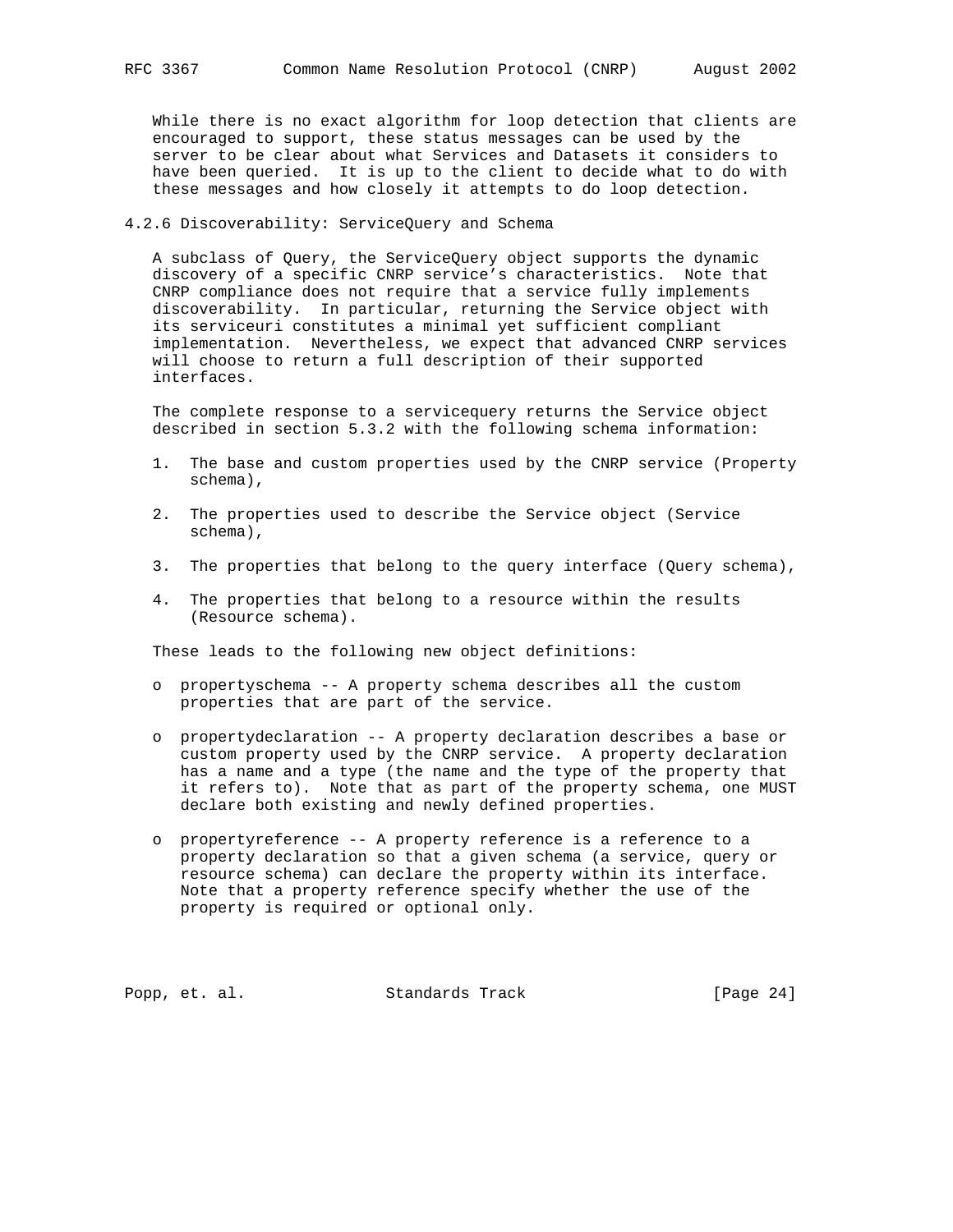While there is no exact algorithm for loop detection that clients are encouraged to support, these status messages can be used by the server to be clear about what Services and Datasets it considers to have been queried. It is up to the client to decide what to do with these messages and how closely it attempts to do loop detection.

### 4.2.6 Discoverability: ServiceQuery and Schema

A subclass of Query, the ServiceQuery object supports the dynamic discovery of a specific CNRP service's characteristics. Note that CNRP compliance does not require that a service fully implements discoverability. In particular, returning the Service object with its serviceuri constitutes a minimal yet sufficient compliant implementation. Nevertheless, we expect that advanced CNRP services will choose to return a full description of their supported interfaces.

The complete response to a servicequery returns the Service object described in section 5.3.2 with the following schema information:

1. The base and custom properties used by the CNRP service (Property schema),

2. The properties used to describe the Service object (Service schema),

3. The properties that belong to the query interface (Query schema),

4. The properties that belong to a resource within the results (Resource schema).

These leads to the following new object definitions:

- propertyschema -- A property schema describes all the custom properties that are part of the service.

- propertydeclaration -- A property declaration describes a base or custom property used by the CNRP service. A property declaration has a name and a type (the name and the type of the property that it refers to). Note that as part of the property schema, one MUST declare both existing and newly defined properties.

- propertyreference -- A property reference is a reference to a property declaration so that a given schema (a service, query or resource schema) can declare the property within its interface. Note that a property reference specify whether the use of the property is required or optional only.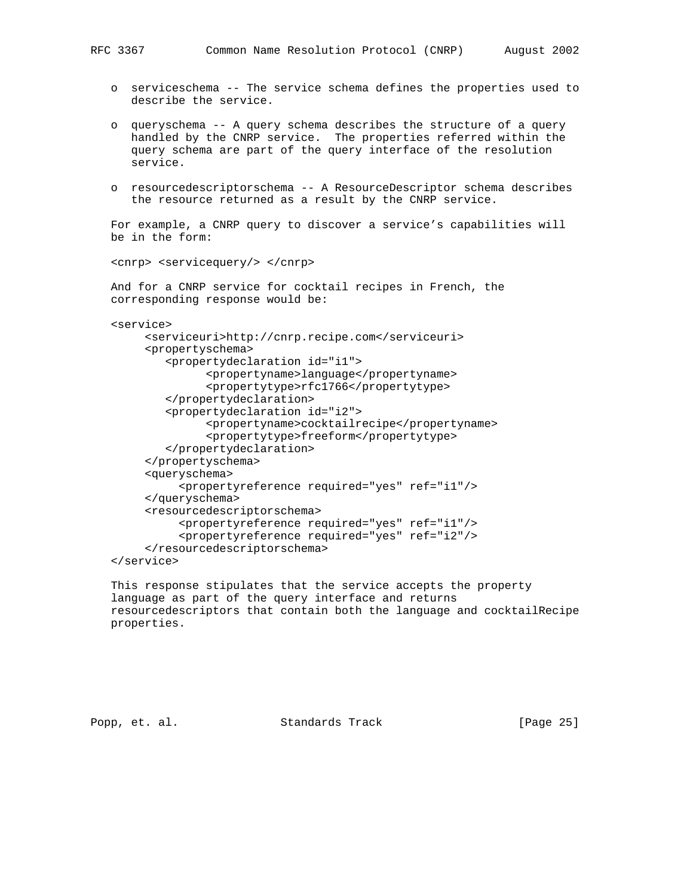- serviceschema -- The service schema defines the properties used to describe the service.

- queryschema -- A query schema describes the structure of a query handled by the CNRP service. The properties referred within the query schema are part of the query interface of the resolution service.

- resourcedescriptorschema -- A ResourceDescriptor schema describes the resource returned as a result by the CNRP service.

For example, a CNRP query to discover a service's capabilities will be in the form:

```
<cnrp> <servicequery/> </cnrp>
```

And for a CNRP service for cocktail recipes in French, the corresponding response would be:

```
<service>
     <serviceuri>http://cnrp.recipe.com</serviceuri>
     <propertyschema>
        <propertydeclaration id="i1">
              <propertyname>language</propertyname>
              <propertytype>rfc1766</propertytype>
        </propertydeclaration>
        <propertydeclaration id="i2">
              <propertyname>cocktailrecipe</propertyname>
              <propertytype>freeform</propertytype>
        </propertydeclaration>
     </propertyschema>
     <queryschema>
          <propertyreference required="yes" ref="i1"/>
     </queryschema>
     <resourcedescriptorschema>
          <propertyreference required="yes" ref="i1"/>
          <propertyreference required="yes" ref="i2"/>
     </resourcedescriptorschema>
</service>
```

This response stipulates that the service accepts the property language as part of the query interface and returns resourcedescriptors that contain both the language and cocktailRecipe properties.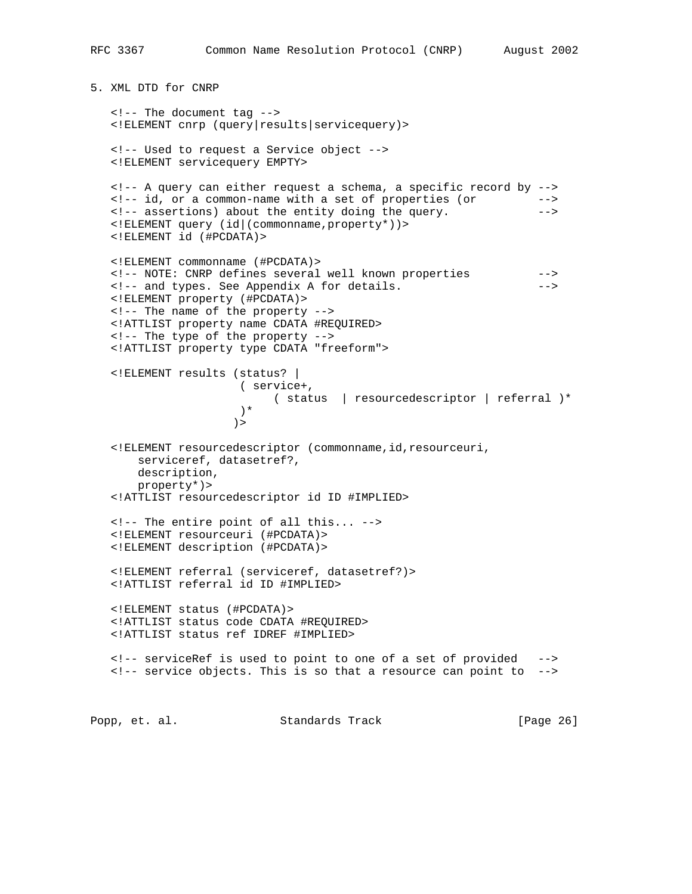## 5. XML DTD for CNRP

```
<!-- The document tag -->
<!ELEMENT cnrp (query|results|servicequery)>

<!-- Used to request a Service object -->
<!ELEMENT servicequery EMPTY>

<!-- A query can either request a schema, a specific record by -->
<!-- id, or a common-name with a set of properties (or         -->
<!-- assertions) about the entity doing the query.             -->
<!ELEMENT query (id|(commonname,property*))>
<!ELEMENT id (#PCDATA)>

<!ELEMENT commonname (#PCDATA)>
<!-- NOTE: CNRP defines several well known properties          -->
<!-- and types. See Appendix A for details.                    -->
<!ELEMENT property (#PCDATA)>
<!-- The name of the property -->
<!ATTLIST property name CDATA #REQUIRED>
<!-- The type of the property -->
<!ATTLIST property type CDATA "freeform">

<!ELEMENT results (status? |
                   ( service+,
                        ( status  | resourcedescriptor | referral )*
                   )*
                  )>

<!ELEMENT resourcedescriptor (commonname,id,resourceuri,
    serviceref, datasetref?,
    description,
    property*)>
<!ATTLIST resourcedescriptor id ID #IMPLIED>

<!-- The entire point of all this... -->
<!ELEMENT resourceuri (#PCDATA)>
<!ELEMENT description (#PCDATA)>

<!ELEMENT referral (serviceref, datasetref?)>
<!ATTLIST referral id ID #IMPLIED>

<!ELEMENT status (#PCDATA)>
<!ATTLIST status code CDATA #REQUIRED>
<!ATTLIST status ref IDREF #IMPLIED>

<!-- serviceRef is used to point to one of a set of provided   -->
<!-- service objects. This is so that a resource can point to  -->
```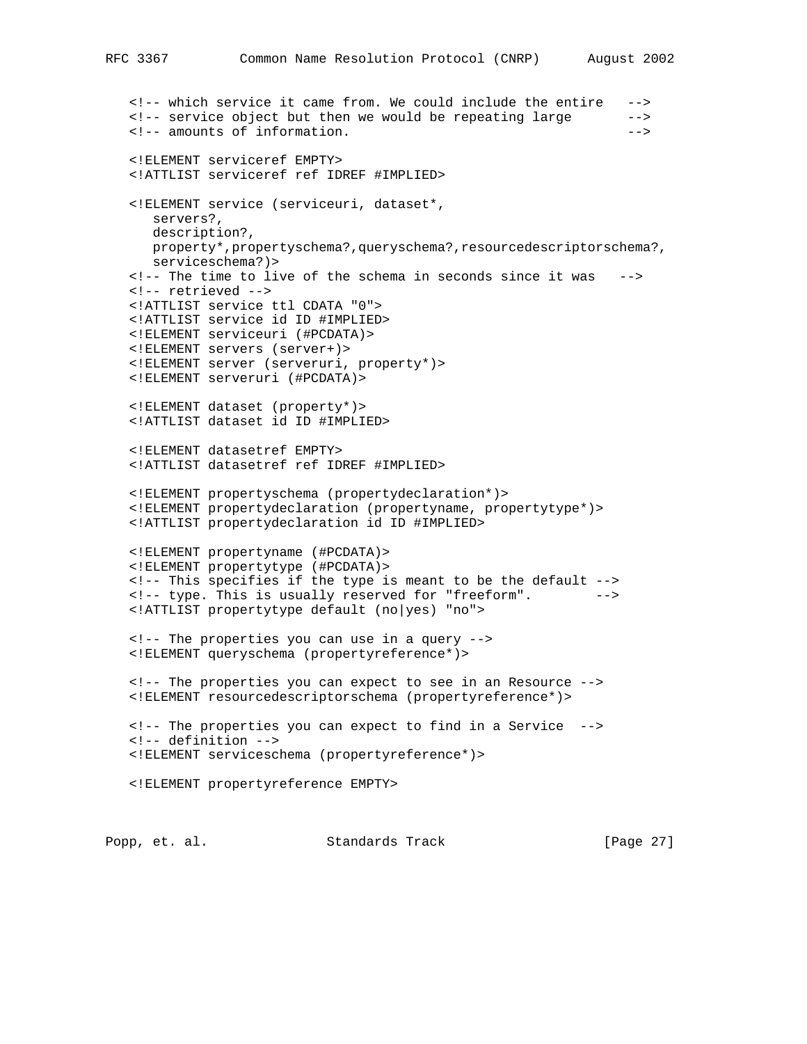```
<!-- which service it came from. We could include the entire   -->
<!-- service object but then we would be repeating large       -->
<!-- amounts of information.                                   -->

<!ELEMENT serviceref EMPTY>
<!ATTLIST serviceref ref IDREF #IMPLIED>

<!ELEMENT service (serviceuri, dataset*,
   servers?,
   description?,
   property*,propertyschema?,queryschema?,resourcedescriptorschema?,
   serviceschema?)>
<!-- The time to live of the schema in seconds since it was   -->
<!-- retrieved -->
<!ATTLIST service ttl CDATA "0">
<!ATTLIST service id ID #IMPLIED>
<!ELEMENT serviceuri (#PCDATA)>
<!ELEMENT servers (server+)>
<!ELEMENT server (serveruri, property*)>
<!ELEMENT serveruri (#PCDATA)>

<!ELEMENT dataset (property*)>
<!ATTLIST dataset id ID #IMPLIED>

<!ELEMENT datasetref EMPTY>
<!ATTLIST datasetref ref IDREF #IMPLIED>

<!ELEMENT propertyschema (propertydeclaration*)>
<!ELEMENT propertydeclaration (propertyname, propertytype*)>
<!ATTLIST propertydeclaration id ID #IMPLIED>

<!ELEMENT propertyname (#PCDATA)>
<!ELEMENT propertytype (#PCDATA)>
<!-- This specifies if the type is meant to be the default -->
<!-- type. This is usually reserved for "freeform".        -->
<!ATTLIST propertytype default (no|yes) "no">

<!-- The properties you can use in a query -->
<!ELEMENT queryschema (propertyreference*)>

<!-- The properties you can expect to see in an Resource -->
<!ELEMENT resourcedescriptorschema (propertyreference*)>

<!-- The properties you can expect to find in a Service  -->
<!-- definition -->
<!ELEMENT serviceschema (propertyreference*)>

<!ELEMENT propertyreference EMPTY>
```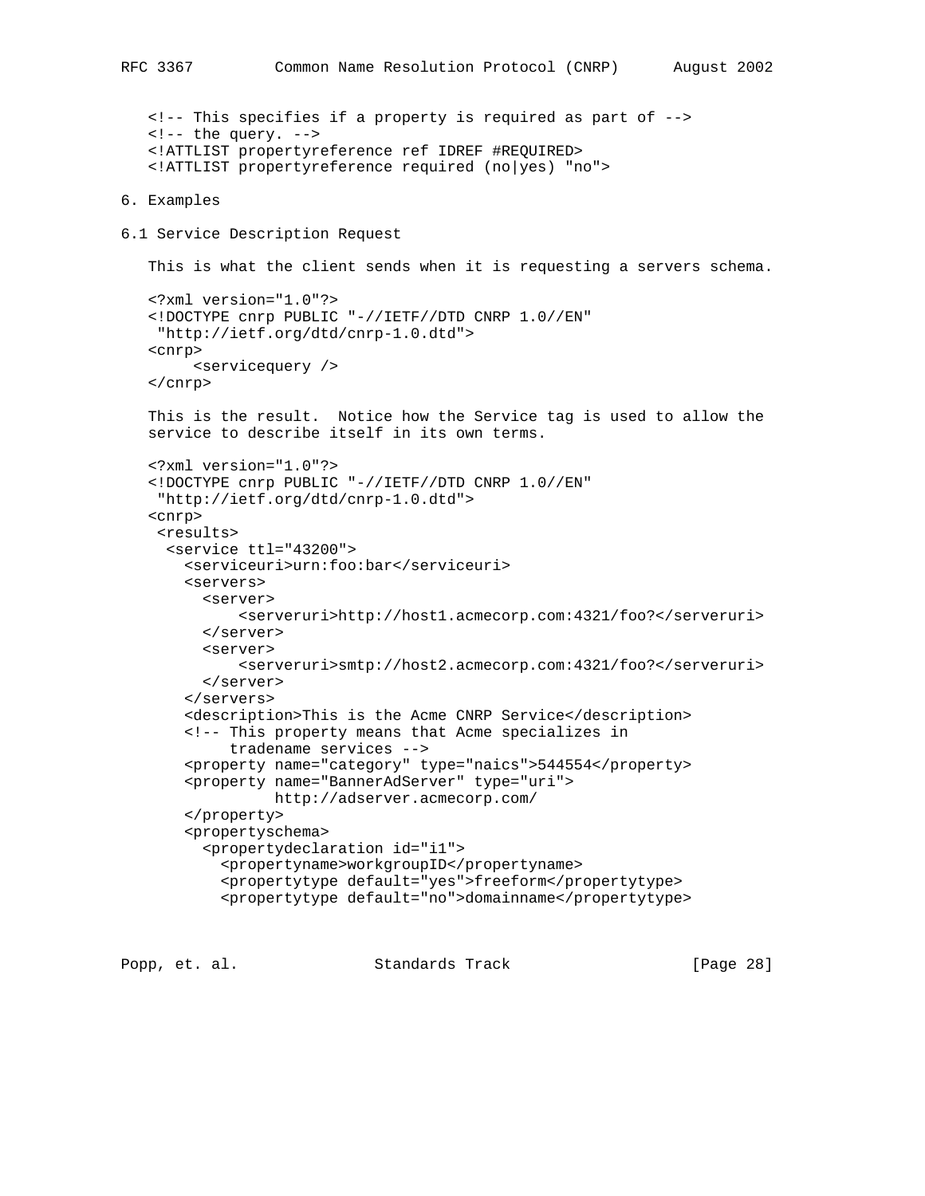```
<!-- This specifies if a property is required as part of -->
<!-- the query. -->
<!ATTLIST propertyreference ref IDREF #REQUIRED>
<!ATTLIST propertyreference required (no|yes) "no">
```

## 6. Examples

### 6.1 Service Description Request

This is what the client sends when it is requesting a servers schema.

```
<?xml version="1.0"?>
<!DOCTYPE cnrp PUBLIC "-//IETF//DTD CNRP 1.0//EN"
 "http://ietf.org/dtd/cnrp-1.0.dtd">
<cnrp>
     <servicequery />
</cnrp>
```

This is the result.  Notice how the Service tag is used to allow the service to describe itself in its own terms.

```
<?xml version="1.0"?>
<!DOCTYPE cnrp PUBLIC "-//IETF//DTD CNRP 1.0//EN"
 "http://ietf.org/dtd/cnrp-1.0.dtd">
<cnrp>
 <results>
  <service ttl="43200">
    <serviceuri>urn:foo:bar</serviceuri>
    <servers>
      <server>
          <serveruri>http://host1.acmecorp.com:4321/foo?</serveruri>
      </server>
      <server>
          <serveruri>smtp://host2.acmecorp.com:4321/foo?</serveruri>
      </server>
    </servers>
    <description>This is the Acme CNRP Service</description>
    <!-- This property means that Acme specializes in
         tradename services -->
    <property name="category" type="naics">544554</property>
    <property name="BannerAdServer" type="uri">
              http://adserver.acmecorp.com/
    </property>
    <propertyschema>
      <propertydeclaration id="i1">
        <propertyname>workgroupID</propertyname>
        <propertytype default="yes">freeform</propertytype>
        <propertytype default="no">domainname</propertytype>
```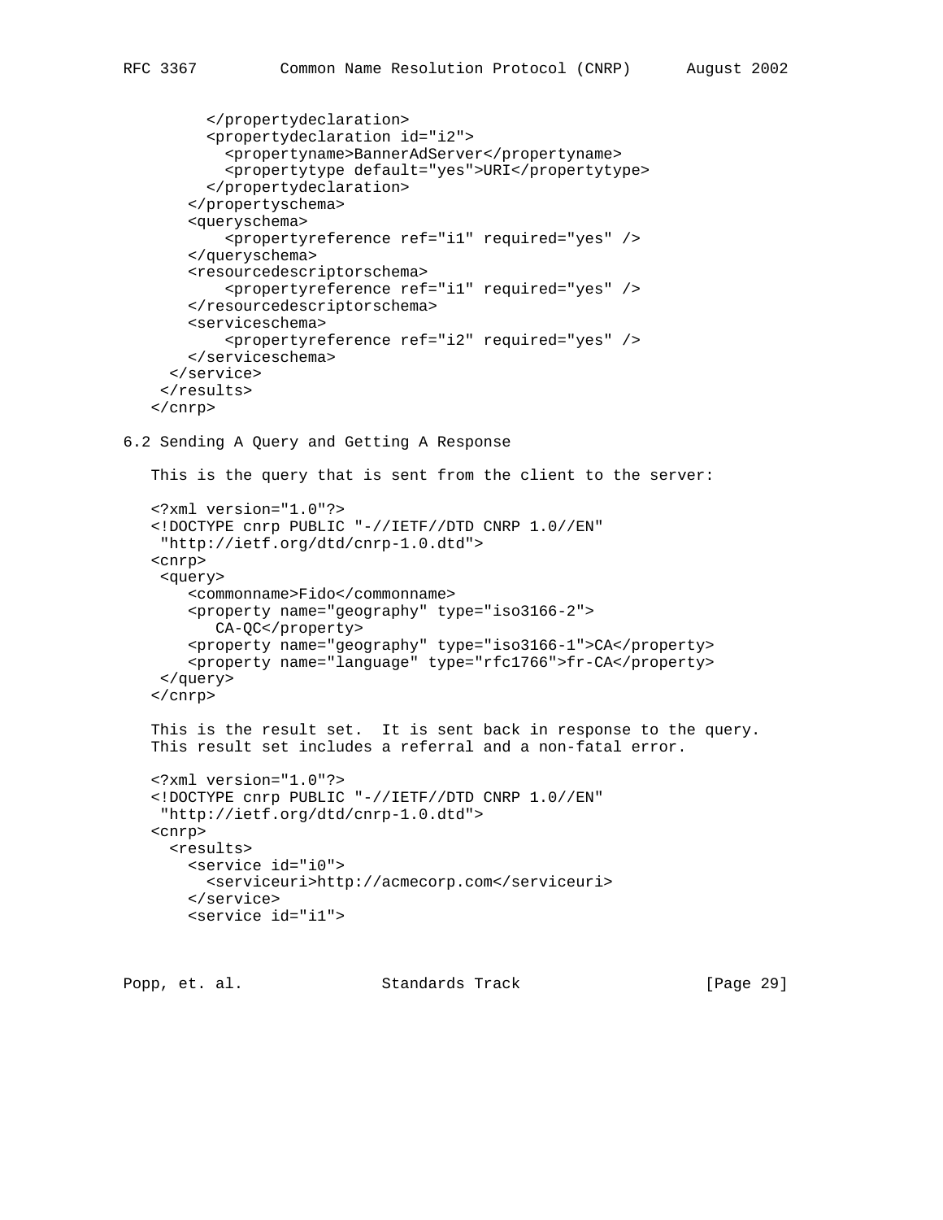```
        </propertydeclaration>
        <propertydeclaration id="i2">
          <propertyname>BannerAdServer</propertyname>
          <propertytype default="yes">URI</propertytype>
        </propertydeclaration>
      </propertyschema>
      <queryschema>
          <propertyreference ref="i1" required="yes" />
      </queryschema>
      <resourcedescriptorschema>
          <propertyreference ref="i1" required="yes" />
      </resourcedescriptorschema>
      <serviceschema>
          <propertyreference ref="i2" required="yes" />
      </serviceschema>
    </service>
   </results>
  </cnrp>
```

## 6.2 Sending A Query and Getting A Response

This is the query that is sent from the client to the server:

```
<?xml version="1.0"?>
<!DOCTYPE cnrp PUBLIC "-//IETF//DTD CNRP 1.0//EN"
 "http://ietf.org/dtd/cnrp-1.0.dtd">
<cnrp>
 <query>
    <commonname>Fido</commonname>
    <property name="geography" type="iso3166-2">
       CA-QC</property>
    <property name="geography" type="iso3166-1">CA</property>
    <property name="language" type="rfc1766">fr-CA</property>
 </query>
</cnrp>
```

This is the result set. It is sent back in response to the query. This result set includes a referral and a non-fatal error.

```
<?xml version="1.0"?>
<!DOCTYPE cnrp PUBLIC "-//IETF//DTD CNRP 1.0//EN"
 "http://ietf.org/dtd/cnrp-1.0.dtd">
<cnrp>
  <results>
    <service id="i0">
      <serviceuri>http://acmecorp.com</serviceuri>
    </service>
    <service id="i1">
```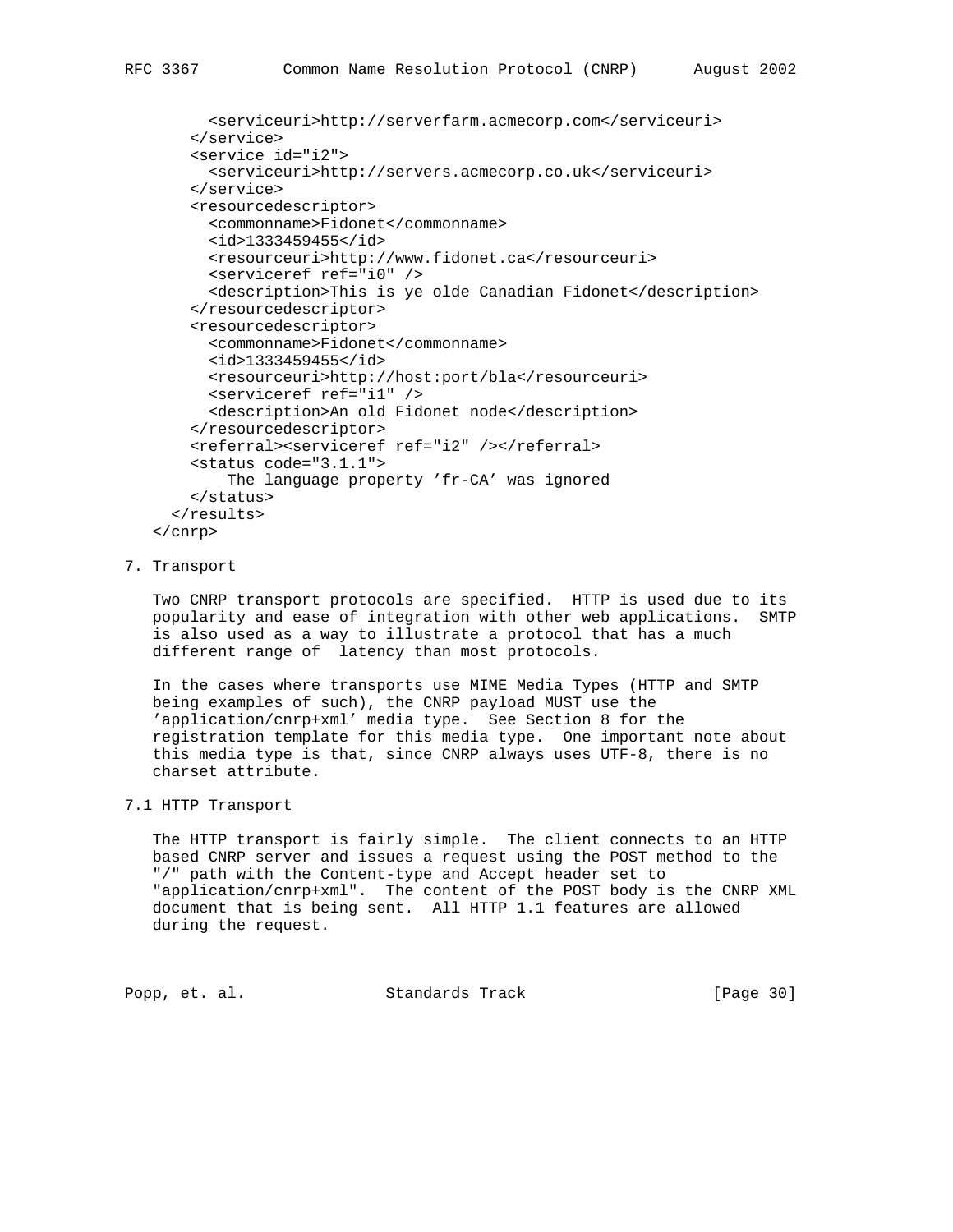```
        <serviceuri>http://serverfarm.acmecorp.com</serviceuri>
      </service>
      <service id="i2">
        <serviceuri>http://servers.acmecorp.co.uk</serviceuri>
      </service>
      <resourcedescriptor>
        <commonname>Fidonet</commonname>
        <id>1333459455</id>
        <resourceuri>http://www.fidonet.ca</resourceuri>
        <serviceref ref="i0" />
        <description>This is ye olde Canadian Fidonet</description>
      </resourcedescriptor>
      <resourcedescriptor>
        <commonname>Fidonet</commonname>
        <id>1333459455</id>
        <resourceuri>http://host:port/bla</resourceuri>
        <serviceref ref="i1" />
        <description>An old Fidonet node</description>
      </resourcedescriptor>
      <referral><serviceref ref="i2" /></referral>
      <status code="3.1.1">
          The language property 'fr-CA' was ignored
      </status>
    </results>
  </cnrp>
```

## 7. Transport

Two CNRP transport protocols are specified. HTTP is used due to its popularity and ease of integration with other web applications. SMTP is also used as a way to illustrate a protocol that has a much different range of latency than most protocols.

In the cases where transports use MIME Media Types (HTTP and SMTP being examples of such), the CNRP payload MUST use the 'application/cnrp+xml' media type. See Section 8 for the registration template for this media type. One important note about this media type is that, since CNRP always uses UTF-8, there is no charset attribute.

### 7.1 HTTP Transport

The HTTP transport is fairly simple. The client connects to an HTTP based CNRP server and issues a request using the POST method to the "/" path with the Content-type and Accept header set to "application/cnrp+xml". The content of the POST body is the CNRP XML document that is being sent. All HTTP 1.1 features are allowed during the request.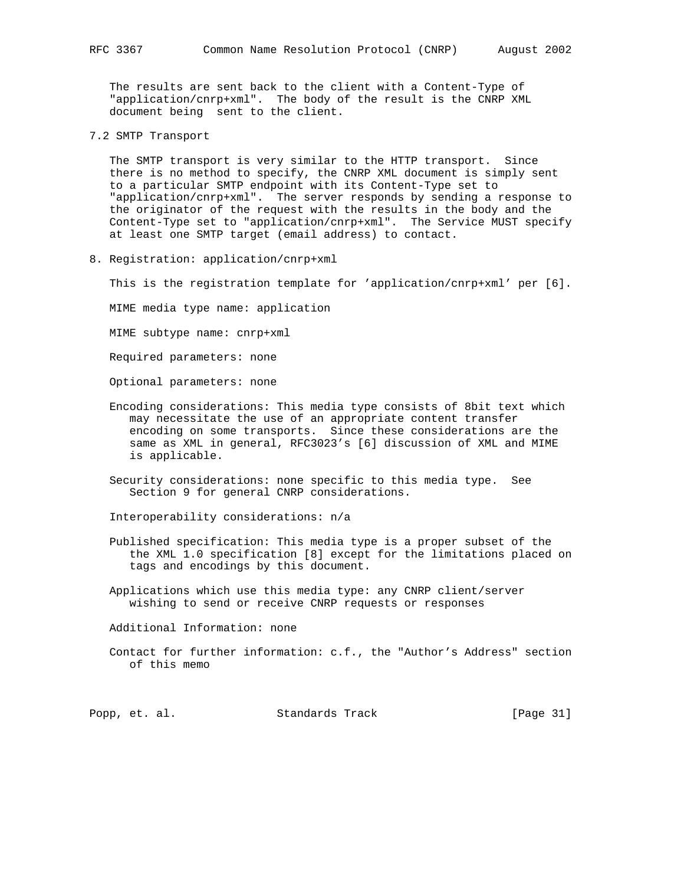The results are sent back to the client with a Content-Type of "application/cnrp+xml". The body of the result is the CNRP XML document being sent to the client.

## 7.2 SMTP Transport

The SMTP transport is very similar to the HTTP transport. Since there is no method to specify, the CNRP XML document is simply sent to a particular SMTP endpoint with its Content-Type set to "application/cnrp+xml". The server responds by sending a response to the originator of the request with the results in the body and the Content-Type set to "application/cnrp+xml". The Service MUST specify at least one SMTP target (email address) to contact.

# 8. Registration: application/cnrp+xml

This is the registration template for 'application/cnrp+xml' per [6].

MIME media type name: application

MIME subtype name: cnrp+xml

Required parameters: none

Optional parameters: none

Encoding considerations: This media type consists of 8bit text which may necessitate the use of an appropriate content transfer encoding on some transports. Since these considerations are the same as XML in general, RFC3023's [6] discussion of XML and MIME is applicable.

Security considerations: none specific to this media type. See Section 9 for general CNRP considerations.

Interoperability considerations: n/a

Published specification: This media type is a proper subset of the the XML 1.0 specification [8] except for the limitations placed on tags and encodings by this document.

Applications which use this media type: any CNRP client/server wishing to send or receive CNRP requests or responses

Additional Information: none

Contact for further information: c.f., the "Author's Address" section of this memo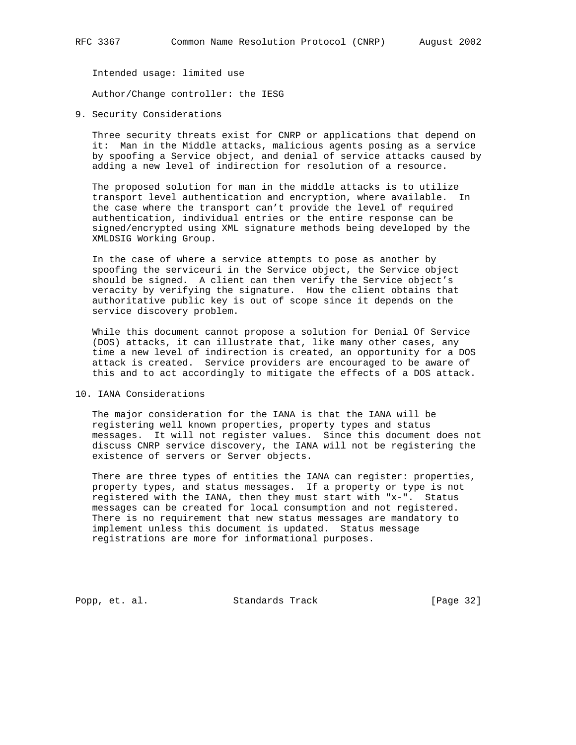Intended usage: limited use

Author/Change controller: the IESG

## 9. Security Considerations

Three security threats exist for CNRP or applications that depend on it: Man in the Middle attacks, malicious agents posing as a service by spoofing a Service object, and denial of service attacks caused by adding a new level of indirection for resolution of a resource.

The proposed solution for man in the middle attacks is to utilize transport level authentication and encryption, where available. In the case where the transport can't provide the level of required authentication, individual entries or the entire response can be signed/encrypted using XML signature methods being developed by the XMLDSIG Working Group.

In the case of where a service attempts to pose as another by spoofing the serviceuri in the Service object, the Service object should be signed. A client can then verify the Service object's veracity by verifying the signature. How the client obtains that authoritative public key is out of scope since it depends on the service discovery problem.

While this document cannot propose a solution for Denial Of Service (DOS) attacks, it can illustrate that, like many other cases, any time a new level of indirection is created, an opportunity for a DOS attack is created. Service providers are encouraged to be aware of this and to act accordingly to mitigate the effects of a DOS attack.

## 10. IANA Considerations

The major consideration for the IANA is that the IANA will be registering well known properties, property types and status messages. It will not register values. Since this document does not discuss CNRP service discovery, the IANA will not be registering the existence of servers or Server objects.

There are three types of entities the IANA can register: properties, property types, and status messages. If a property or type is not registered with the IANA, then they must start with "x-". Status messages can be created for local consumption and not registered. There is no requirement that new status messages are mandatory to implement unless this document is updated. Status message registrations are more for informational purposes.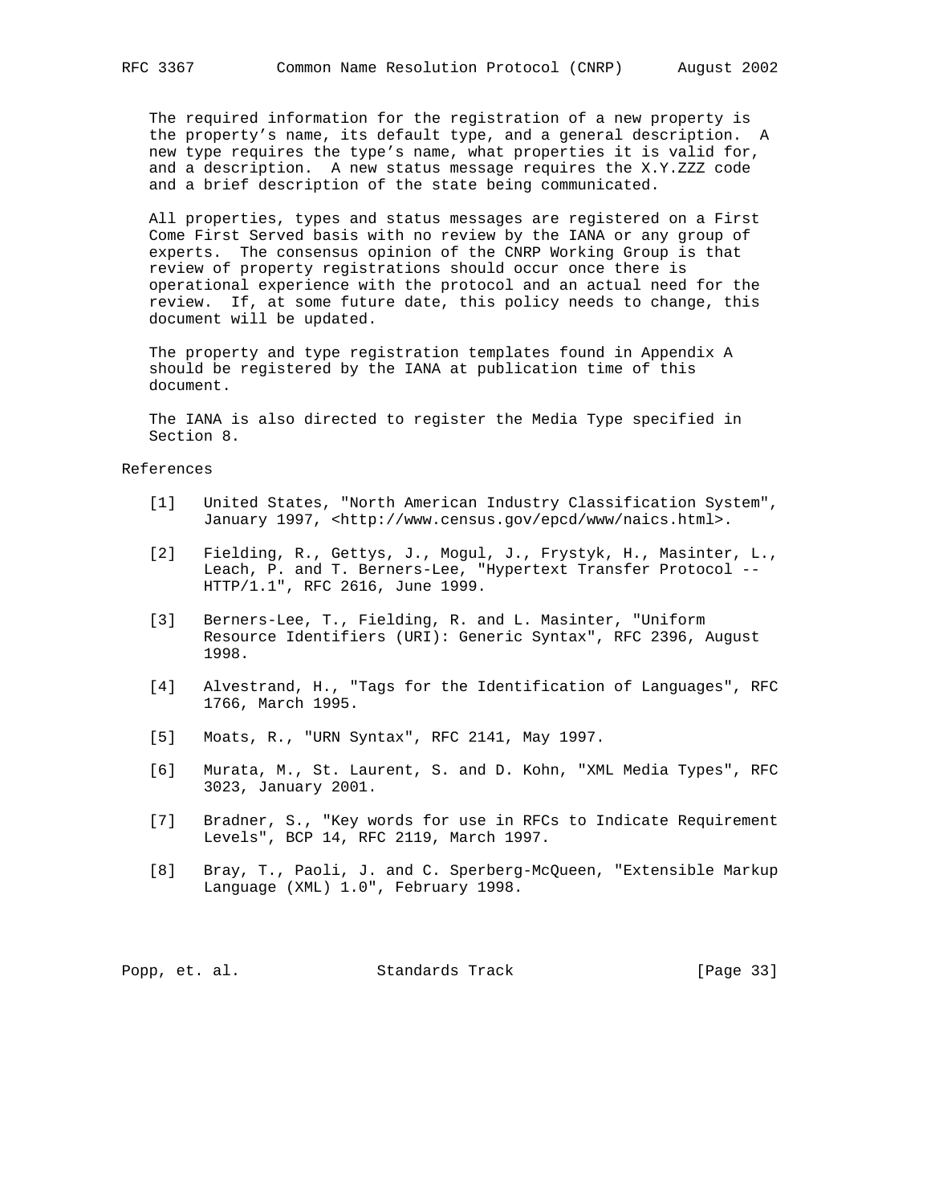The required information for the registration of a new property is the property's name, its default type, and a general description. A new type requires the type's name, what properties it is valid for, and a description. A new status message requires the X.Y.ZZZ code and a brief description of the state being communicated.

All properties, types and status messages are registered on a First Come First Served basis with no review by the IANA or any group of experts. The consensus opinion of the CNRP Working Group is that review of property registrations should occur once there is operational experience with the protocol and an actual need for the review. If, at some future date, this policy needs to change, this document will be updated.

The property and type registration templates found in Appendix A should be registered by the IANA at publication time of this document.

The IANA is also directed to register the Media Type specified in Section 8.

## References

[1] United States, "North American Industry Classification System", January 1997, <http://www.census.gov/epcd/www/naics.html>.

[2] Fielding, R., Gettys, J., Mogul, J., Frystyk, H., Masinter, L., Leach, P. and T. Berners-Lee, "Hypertext Transfer Protocol -- HTTP/1.1", RFC 2616, June 1999.

[3] Berners-Lee, T., Fielding, R. and L. Masinter, "Uniform Resource Identifiers (URI): Generic Syntax", RFC 2396, August 1998.

[4] Alvestrand, H., "Tags for the Identification of Languages", RFC 1766, March 1995.

[5] Moats, R., "URN Syntax", RFC 2141, May 1997.

[6] Murata, M., St. Laurent, S. and D. Kohn, "XML Media Types", RFC 3023, January 2001.

[7] Bradner, S., "Key words for use in RFCs to Indicate Requirement Levels", BCP 14, RFC 2119, March 1997.

[8] Bray, T., Paoli, J. and C. Sperberg-McQueen, "Extensible Markup Language (XML) 1.0", February 1998.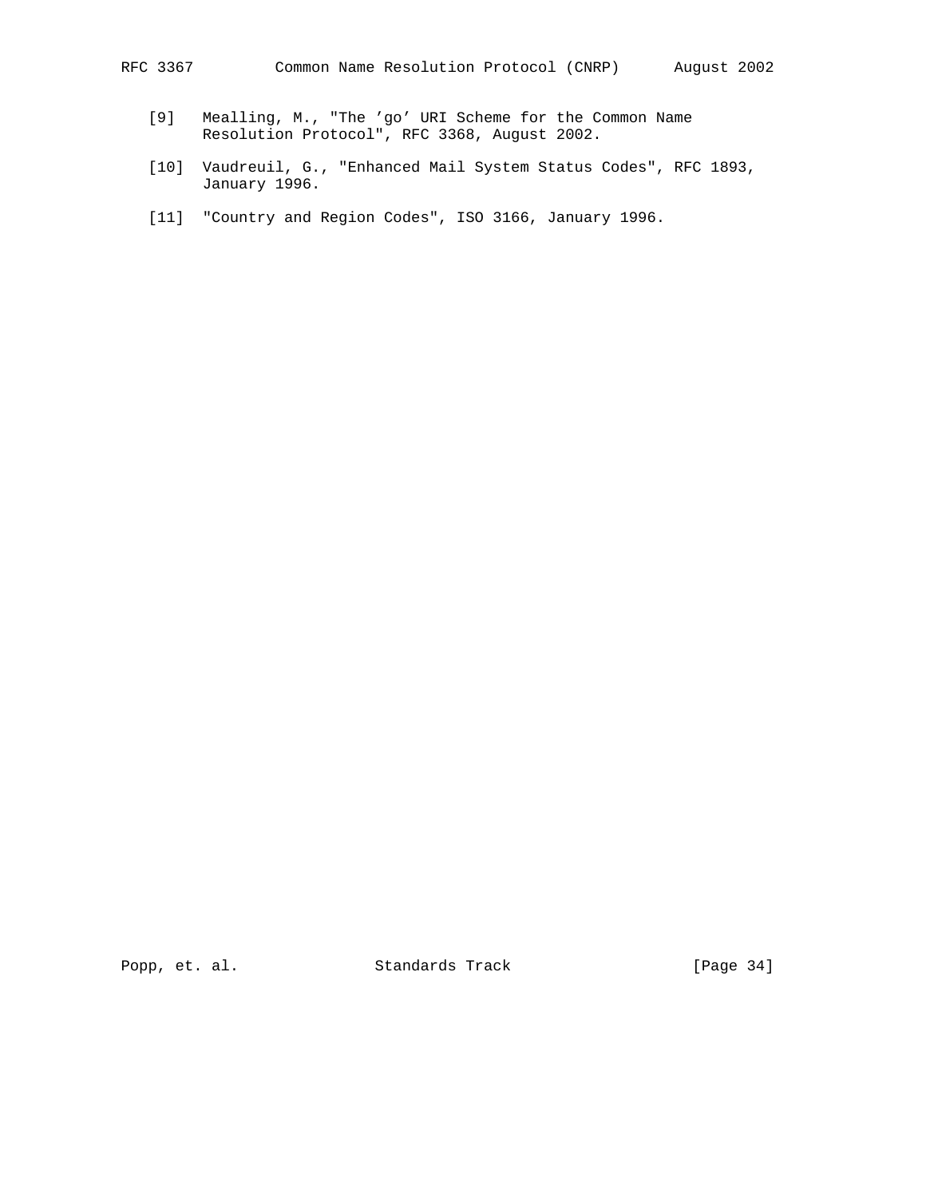[9] Mealling, M., "The 'go' URI Scheme for the Common Name Resolution Protocol", RFC 3368, August 2002.

[10] Vaudreuil, G., "Enhanced Mail System Status Codes", RFC 1893, January 1996.

[11] "Country and Region Codes", ISO 3166, January 1996.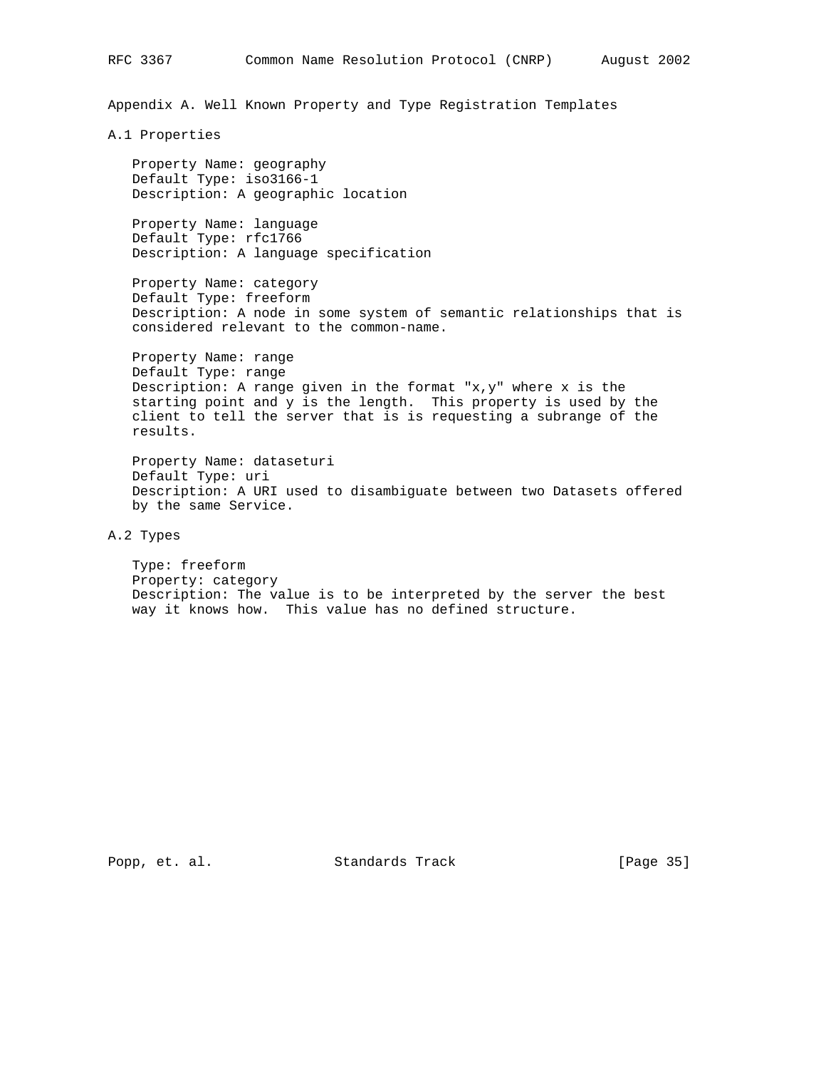# Appendix A. Well Known Property and Type Registration Templates

## A.1 Properties

Property Name: geography
Default Type: iso3166-1
Description: A geographic location

Property Name: language
Default Type: rfc1766
Description: A language specification

Property Name: category
Default Type: freeform
Description: A node in some system of semantic relationships that is considered relevant to the common-name.

Property Name: range
Default Type: range
Description: A range given in the format "x,y" where x is the starting point and y is the length. This property is used by the client to tell the server that is is requesting a subrange of the results.

Property Name: dataseturi
Default Type: uri
Description: A URI used to disambiguate between two Datasets offered by the same Service.

## A.2 Types

Type: freeform
Property: category
Description: The value is to be interpreted by the server the best way it knows how. This value has no defined structure.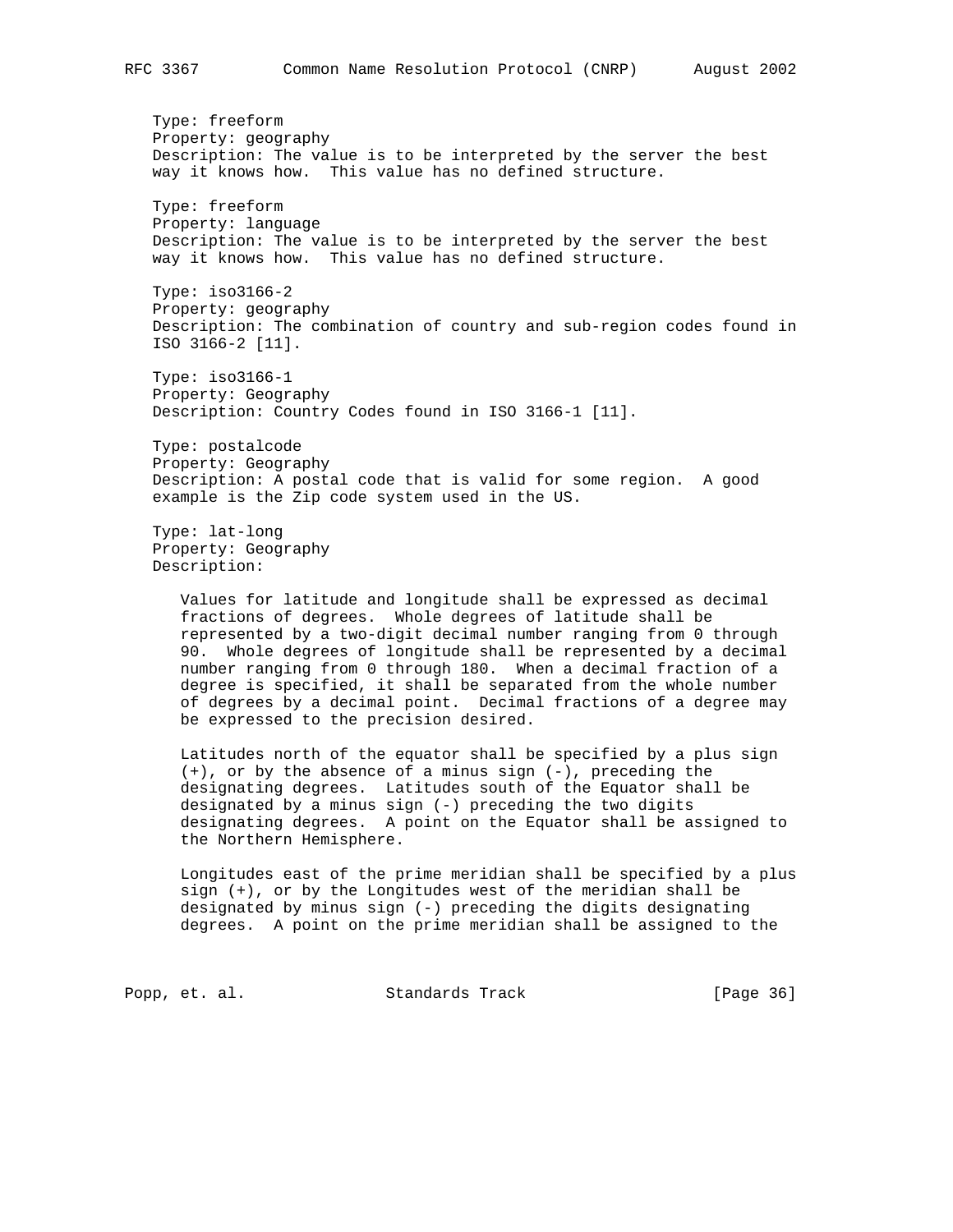Type: freeform
Property: geography
Description: The value is to be interpreted by the server the best way it knows how. This value has no defined structure.

Type: freeform
Property: language
Description: The value is to be interpreted by the server the best way it knows how. This value has no defined structure.

Type: iso3166-2
Property: geography
Description: The combination of country and sub-region codes found in ISO 3166-2 [11].

Type: iso3166-1
Property: Geography
Description: Country Codes found in ISO 3166-1 [11].

Type: postalcode
Property: Geography
Description: A postal code that is valid for some region. A good example is the Zip code system used in the US.

Type: lat-long
Property: Geography
Description:

Values for latitude and longitude shall be expressed as decimal fractions of degrees. Whole degrees of latitude shall be represented by a two-digit decimal number ranging from 0 through 90. Whole degrees of longitude shall be represented by a decimal number ranging from 0 through 180. When a decimal fraction of a degree is specified, it shall be separated from the whole number of degrees by a decimal point. Decimal fractions of a degree may be expressed to the precision desired.

Latitudes north of the equator shall be specified by a plus sign (+), or by the absence of a minus sign (-), preceding the designating degrees. Latitudes south of the Equator shall be designated by a minus sign (-) preceding the two digits designating degrees. A point on the Equator shall be assigned to the Northern Hemisphere.

Longitudes east of the prime meridian shall be specified by a plus sign (+), or by the Longitudes west of the meridian shall be designated by minus sign (-) preceding the digits designating degrees. A point on the prime meridian shall be assigned to the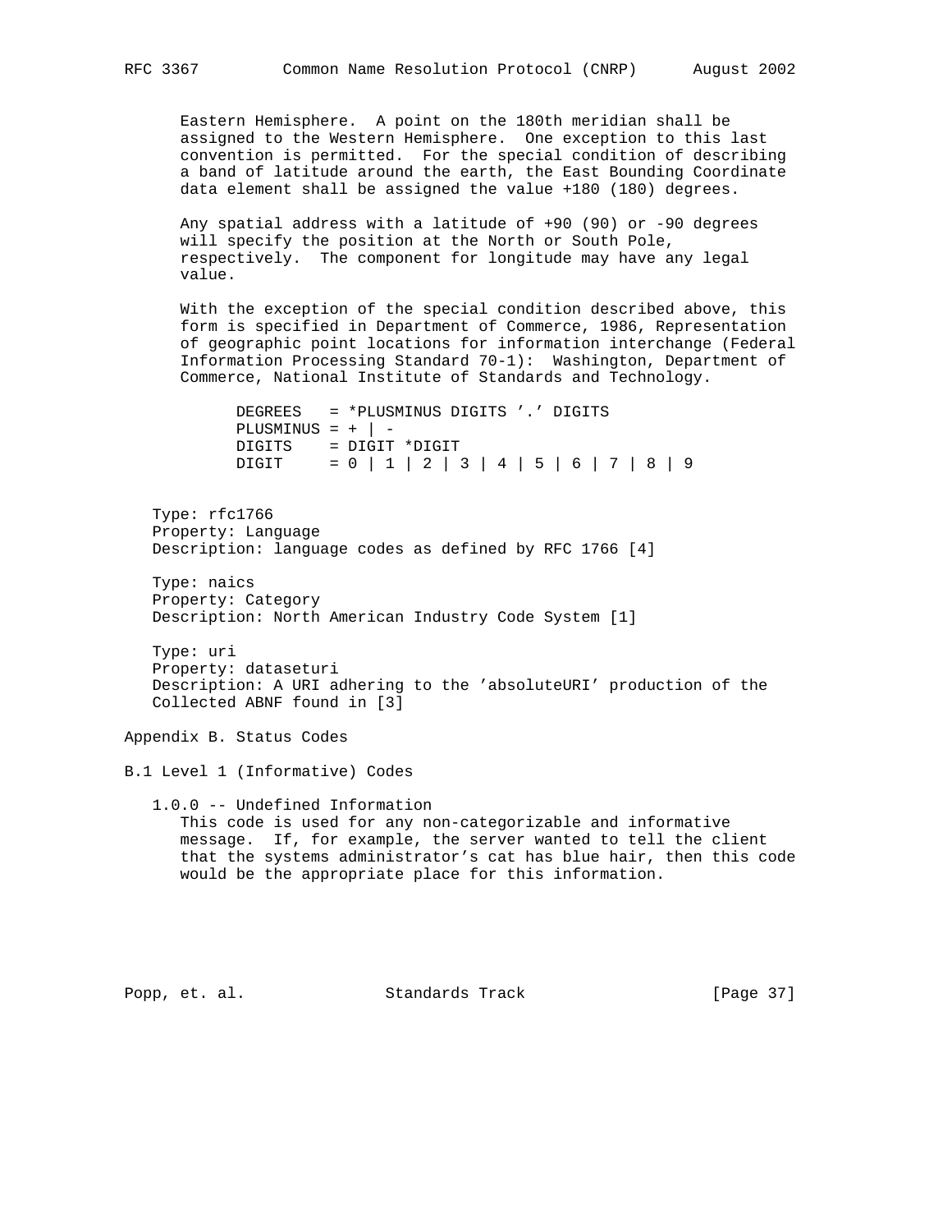Eastern Hemisphere. A point on the 180th meridian shall be assigned to the Western Hemisphere. One exception to this last convention is permitted. For the special condition of describing a band of latitude around the earth, the East Bounding Coordinate data element shall be assigned the value +180 (180) degrees.

Any spatial address with a latitude of +90 (90) or -90 degrees will specify the position at the North or South Pole, respectively. The component for longitude may have any legal value.

With the exception of the special condition described above, this form is specified in Department of Commerce, 1986, Representation of geographic point locations for information interchange (Federal Information Processing Standard 70-1): Washington, Department of Commerce, National Institute of Standards and Technology.

```
DEGREES   = *PLUSMINUS DIGITS '.' DIGITS
PLUSMINUS = + | -
DIGITS    = DIGIT *DIGIT
DIGIT     = 0 | 1 | 2 | 3 | 4 | 5 | 6 | 7 | 8 | 9
```

Type: rfc1766
Property: Language
Description: language codes as defined by RFC 1766 [4]

Type: naics
Property: Category
Description: North American Industry Code System [1]

Type: uri
Property: dataseturi
Description: A URI adhering to the 'absoluteURI' production of the Collected ABNF found in [3]

## Appendix B. Status Codes

### B.1 Level 1 (Informative) Codes

1.0.0 -- Undefined Information
This code is used for any non-categorizable and informative message. If, for example, the server wanted to tell the client that the systems administrator's cat has blue hair, then this code would be the appropriate place for this information.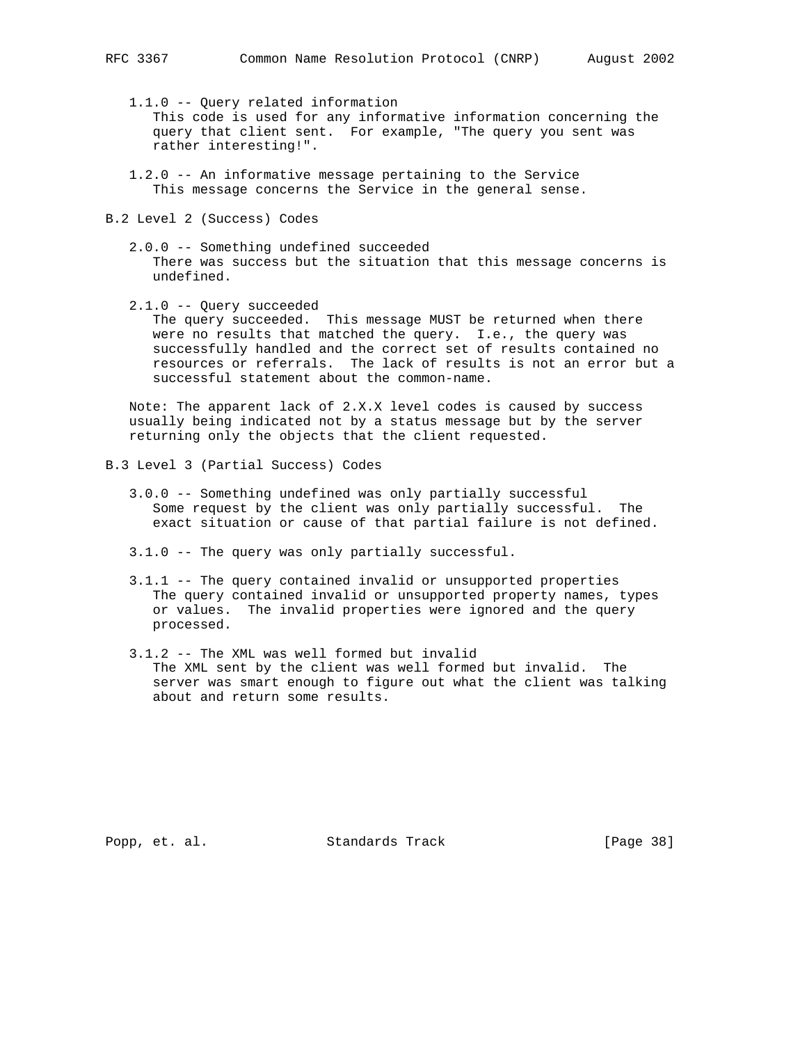1.1.0 -- Query related information
This code is used for any informative information concerning the query that client sent. For example, "The query you sent was rather interesting!".

1.2.0 -- An informative message pertaining to the Service
This message concerns the Service in the general sense.

### B.2 Level 2 (Success) Codes

2.0.0 -- Something undefined succeeded
There was success but the situation that this message concerns is undefined.

2.1.0 -- Query succeeded
The query succeeded. This message MUST be returned when there were no results that matched the query. I.e., the query was successfully handled and the correct set of results contained no resources or referrals. The lack of results is not an error but a successful statement about the common-name.

Note: The apparent lack of 2.X.X level codes is caused by success usually being indicated not by a status message but by the server returning only the objects that the client requested.

### B.3 Level 3 (Partial Success) Codes

3.0.0 -- Something undefined was only partially successful
Some request by the client was only partially successful. The exact situation or cause of that partial failure is not defined.

3.1.0 -- The query was only partially successful.

3.1.1 -- The query contained invalid or unsupported properties
The query contained invalid or unsupported property names, types or values. The invalid properties were ignored and the query processed.

3.1.2 -- The XML was well formed but invalid
The XML sent by the client was well formed but invalid. The server was smart enough to figure out what the client was talking about and return some results.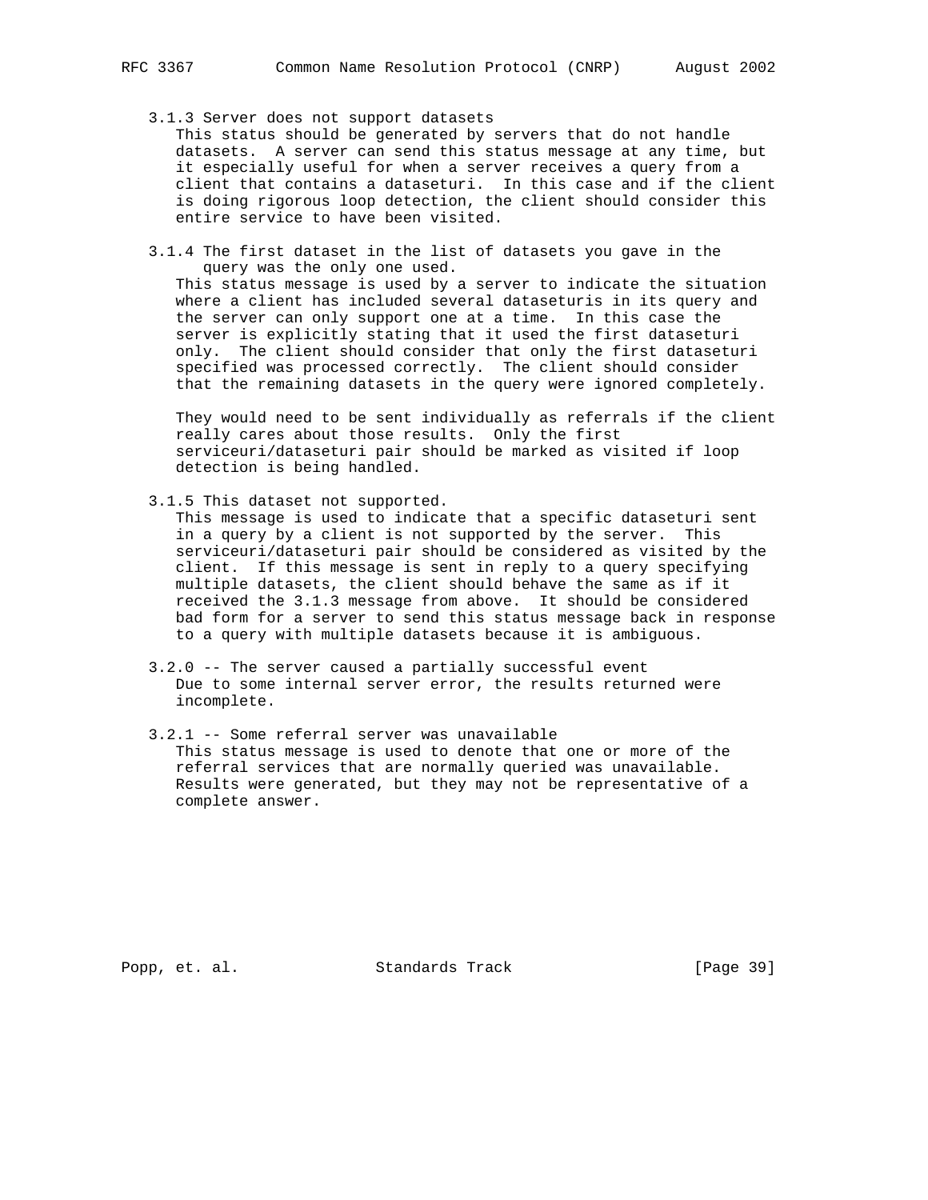3.1.3 Server does not support datasets

This status should be generated by servers that do not handle datasets. A server can send this status message at any time, but it especially useful for when a server receives a query from a client that contains a dataseturi. In this case and if the client is doing rigorous loop detection, the client should consider this entire service to have been visited.

3.1.4 The first dataset in the list of datasets you gave in the query was the only one used.

This status message is used by a server to indicate the situation where a client has included several dataseturis in its query and the server can only support one at a time. In this case the server is explicitly stating that it used the first dataseturi only. The client should consider that only the first dataseturi specified was processed correctly. The client should consider that the remaining datasets in the query were ignored completely.

They would need to be sent individually as referrals if the client really cares about those results. Only the first serviceuri/dataseturi pair should be marked as visited if loop detection is being handled.

3.1.5 This dataset not supported.

This message is used to indicate that a specific dataseturi sent in a query by a client is not supported by the server. This serviceuri/dataseturi pair should be considered as visited by the client. If this message is sent in reply to a query specifying multiple datasets, the client should behave the same as if it received the 3.1.3 message from above. It should be considered bad form for a server to send this status message back in response to a query with multiple datasets because it is ambiguous.

3.2.0 -- The server caused a partially successful event

Due to some internal server error, the results returned were incomplete.

3.2.1 -- Some referral server was unavailable

This status message is used to denote that one or more of the referral services that are normally queried was unavailable. Results were generated, but they may not be representative of a complete answer.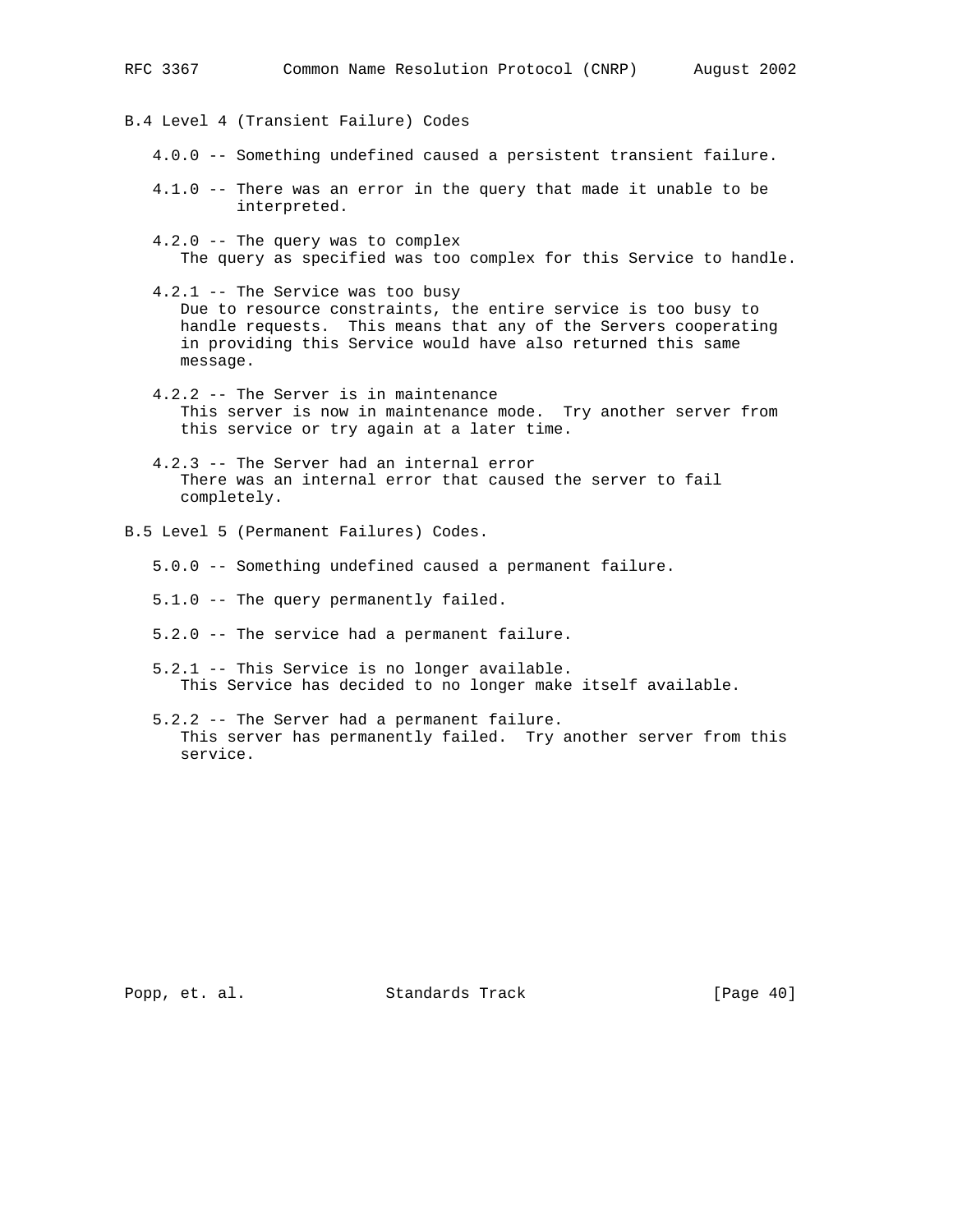### B.4 Level 4 (Transient Failure) Codes

4.0.0 -- Something undefined caused a persistent transient failure.

4.1.0 -- There was an error in the query that made it unable to be interpreted.

4.2.0 -- The query was to complex
The query as specified was too complex for this Service to handle.

4.2.1 -- The Service was too busy
Due to resource constraints, the entire service is too busy to handle requests. This means that any of the Servers cooperating in providing this Service would have also returned this same message.

4.2.2 -- The Server is in maintenance
This server is now in maintenance mode. Try another server from this service or try again at a later time.

4.2.3 -- The Server had an internal error
There was an internal error that caused the server to fail completely.

### B.5 Level 5 (Permanent Failures) Codes.

5.0.0 -- Something undefined caused a permanent failure.

5.1.0 -- The query permanently failed.

5.2.0 -- The service had a permanent failure.

5.2.1 -- This Service is no longer available.
This Service has decided to no longer make itself available.

5.2.2 -- The Server had a permanent failure.
This server has permanently failed. Try another server from this service.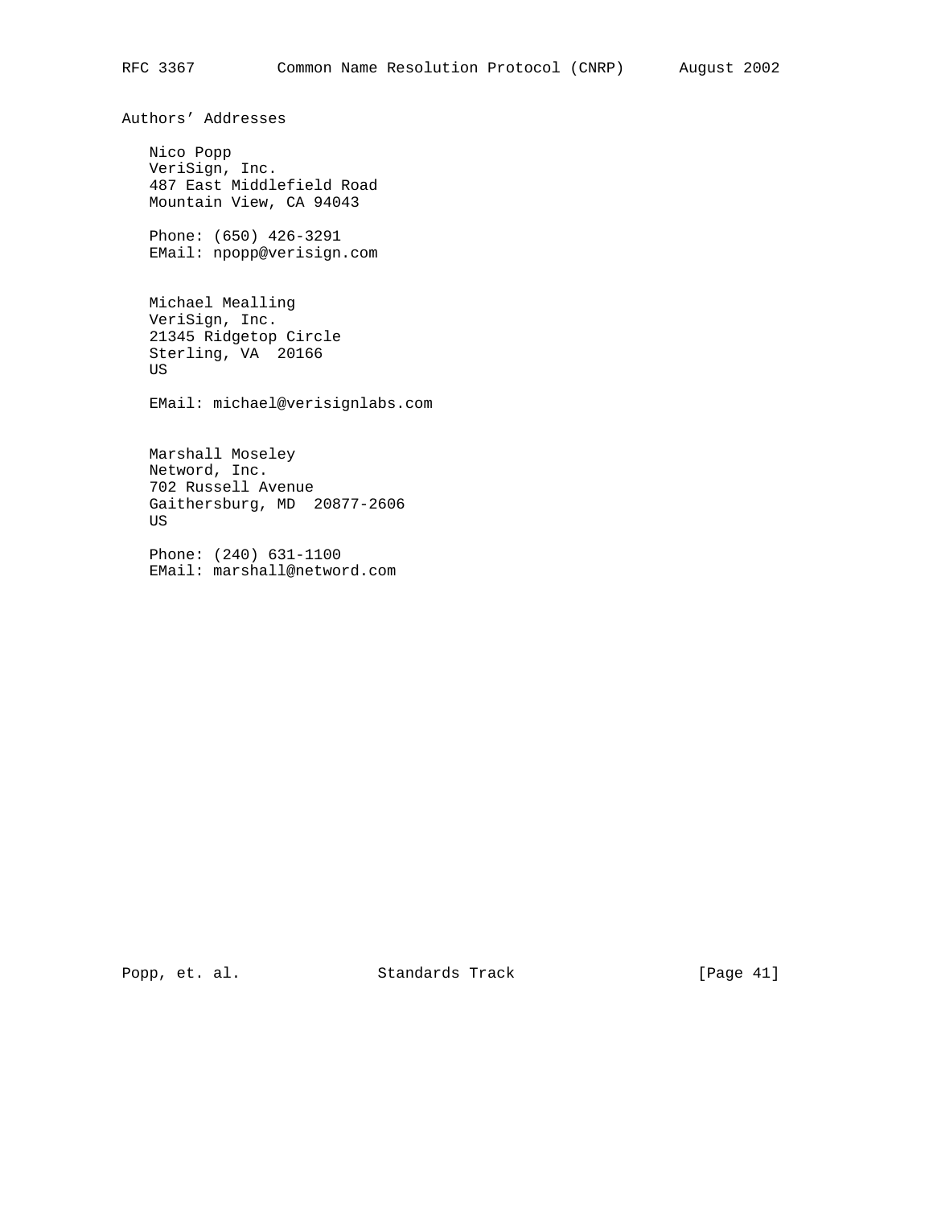## Authors' Addresses

Nico Popp
VeriSign, Inc.
487 East Middlefield Road
Mountain View, CA 94043

Phone: (650) 426-3291
EMail: npopp@verisign.com

Michael Mealling
VeriSign, Inc.
21345 Ridgetop Circle
Sterling, VA  20166
US

EMail: michael@verisignlabs.com

Marshall Moseley
Netword, Inc.
702 Russell Avenue
Gaithersburg, MD  20877-2606
US

Phone: (240) 631-1100
EMail: marshall@netword.com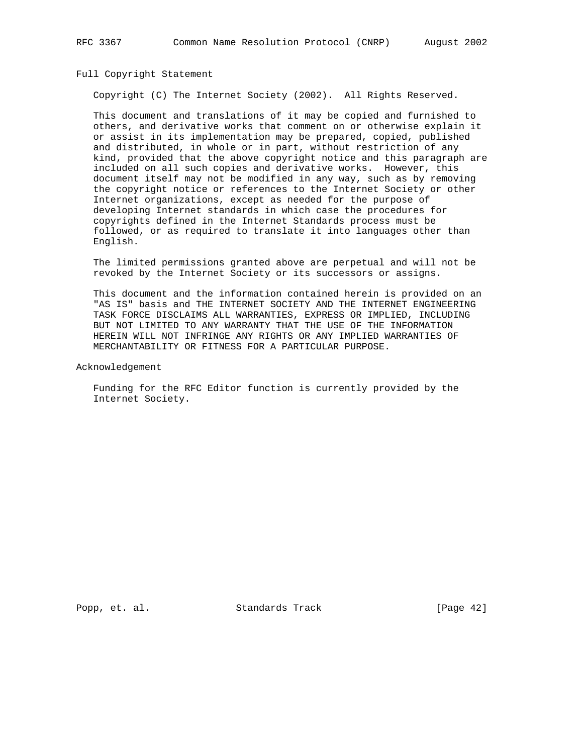## Full Copyright Statement

Copyright (C) The Internet Society (2002). All Rights Reserved.

This document and translations of it may be copied and furnished to others, and derivative works that comment on or otherwise explain it or assist in its implementation may be prepared, copied, published and distributed, in whole or in part, without restriction of any kind, provided that the above copyright notice and this paragraph are included on all such copies and derivative works. However, this document itself may not be modified in any way, such as by removing the copyright notice or references to the Internet Society or other Internet organizations, except as needed for the purpose of developing Internet standards in which case the procedures for copyrights defined in the Internet Standards process must be followed, or as required to translate it into languages other than English.

The limited permissions granted above are perpetual and will not be revoked by the Internet Society or its successors or assigns.

This document and the information contained herein is provided on an "AS IS" basis and THE INTERNET SOCIETY AND THE INTERNET ENGINEERING TASK FORCE DISCLAIMS ALL WARRANTIES, EXPRESS OR IMPLIED, INCLUDING BUT NOT LIMITED TO ANY WARRANTY THAT THE USE OF THE INFORMATION HEREIN WILL NOT INFRINGE ANY RIGHTS OR ANY IMPLIED WARRANTIES OF MERCHANTABILITY OR FITNESS FOR A PARTICULAR PURPOSE.

## Acknowledgement

Funding for the RFC Editor function is currently provided by the Internet Society.